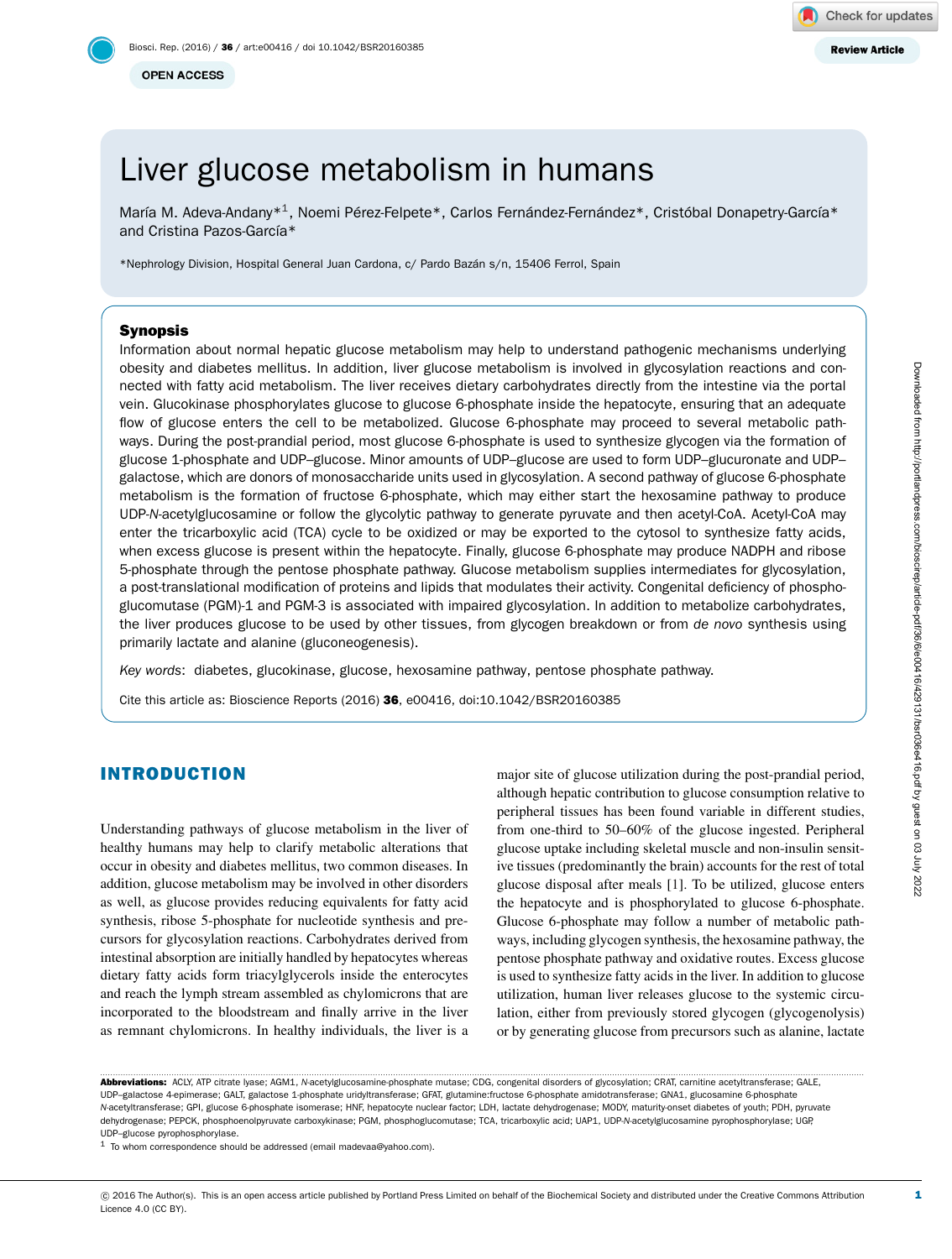Review Article

OPEN ACCESS

# Liver glucose metabolism in humans

María M. Adeva-Andany*[1], Noemi Pérez-Felpete*, Carlos Fernández-Fernández*, Cristóbal Donapetry-García* and Cristina Pazos-García*

*Nephrology Division, Hospital General Juan Cardona, c/ Pardo Bazán s/n, 15406 Ferrol, Spain

## Synopsis

Information about normal hepatic glucose metabolism may help to understand pathogenic mechanisms underlying obesity and diabetes mellitus. In addition, liver glucose metabolism is involved in glycosylation reactions and connected with fatty acid metabolism. The liver receives dietary carbohydrates directly from the intestine via the portal vein. Glucokinase phosphorylates glucose to glucose 6-phosphate inside the hepatocyte, ensuring that an adequate flow of glucose enters the cell to be metabolized. Glucose 6-phosphate may proceed to several metabolic pathways. During the post-prandial period, most glucose 6-phosphate is used to synthesize glycogen via the formation of glucose 1-phosphate and UDP–glucose. Minor amounts of UDP–glucose are used to form UDP–glucuronate and UDP–galactose, which are donors of monosaccharide units used in glycosylation. A second pathway of glucose 6-phosphate metabolism is the formation of fructose 6-phosphate, which may either start the hexosamine pathway to produce UDP-*N*-acetylglucosamine or follow the glycolytic pathway to generate pyruvate and then acetyl-CoA. Acetyl-CoA may enter the tricarboxylic acid (TCA) cycle to be oxidized or may be exported to the cytosol to synthesize fatty acids, when excess glucose is present within the hepatocyte. Finally, glucose 6-phosphate may produce NADPH and ribose 5-phosphate through the pentose phosphate pathway. Glucose metabolism supplies intermediates for glycosylation, a post-translational modification of proteins and lipids that modulates their activity. Congenital deficiency of phosphoglucomutase (PGM)-1 and PGM-3 is associated with impaired glycosylation. In addition to metabolize carbohydrates, the liver produces glucose to be used by other tissues, from glycogen breakdown or from *de novo* synthesis using primarily lactate and alanine (gluconeogenesis).

*Key words*: diabetes, glucokinase, glucose, hexosamine pathway, pentose phosphate pathway.

Cite this article as: Bioscience Reports (2016) **36**, e00416, doi:10.1042/BSR20160385

## INTRODUCTION

Understanding pathways of glucose metabolism in the liver of healthy humans may help to clarify metabolic alterations that occur in obesity and diabetes mellitus, two common diseases. In addition, glucose metabolism may be involved in other disorders as well, as glucose provides reducing equivalents for fatty acid synthesis, ribose 5-phosphate for nucleotide synthesis and precursors for glycosylation reactions. Carbohydrates derived from intestinal absorption are initially handled by hepatocytes whereas dietary fatty acids form triacylglycerols inside the enterocytes and reach the lymph stream assembled as chylomicrons that are incorporated to the bloodstream and finally arrive in the liver as remnant chylomicrons. In healthy individuals, the liver is a major site of glucose utilization during the post-prandial period, although hepatic contribution to glucose consumption relative to peripheral tissues has been found variable in different studies, from one-third to 50–60% of the glucose ingested. Peripheral glucose uptake including skeletal muscle and non-insulin sensitive tissues (predominantly the brain) accounts for the rest of total glucose disposal after meals [1]. To be utilized, glucose enters the hepatocyte and is phosphorylated to glucose 6-phosphate. Glucose 6-phosphate may follow a number of metabolic pathways, including glycogen synthesis, the hexosamine pathway, the pentose phosphate pathway and oxidative routes. Excess glucose is used to synthesize fatty acids in the liver. In addition to glucose utilization, human liver releases glucose to the systemic circulation, either from previously stored glycogen (glycogenolysis) or by generating glucose from precursors such as alanine, lactate

**Abbreviations:** ACLY, ATP citrate lyase; AGM1, *N*-acetylglucosamine-phosphate mutase; CDG, congenital disorders of glycosylation; CRAT, carnitine acetyltransferase; GALE, UDP–galactose 4-epimerase; GALT, galactose 1-phosphate uridyltransferase; GFAT, glutamine:fructose 6-phosphate amidotransferase; GNA1, glucosamine 6-phosphate *N*-acetyltransferase; GPI, glucose 6-phosphate isomerase; HNF, hepatocyte nuclear factor; LDH, lactate dehydrogenase; MODY, maturity-onset diabetes of youth; PDH, pyruvate dehydrogenase; PEPCK, phosphoenolpyruvate carboxykinase; PGM, phosphoglucomutase; TCA, tricarboxylic acid; UAP1, UDP-*N*-acetylglucosamine pyrophosphorylase; UGP, UDP–glucose pyrophosphorylase.

[1] To whom correspondence should be addressed (email madevaa@yahoo.com).

© 2016 The Author(s). This is an open access article published by Portland Press Limited on behalf of the Biochemical Society and distributed under the Creative Commons Attribution Licence 4.0 (CC BY).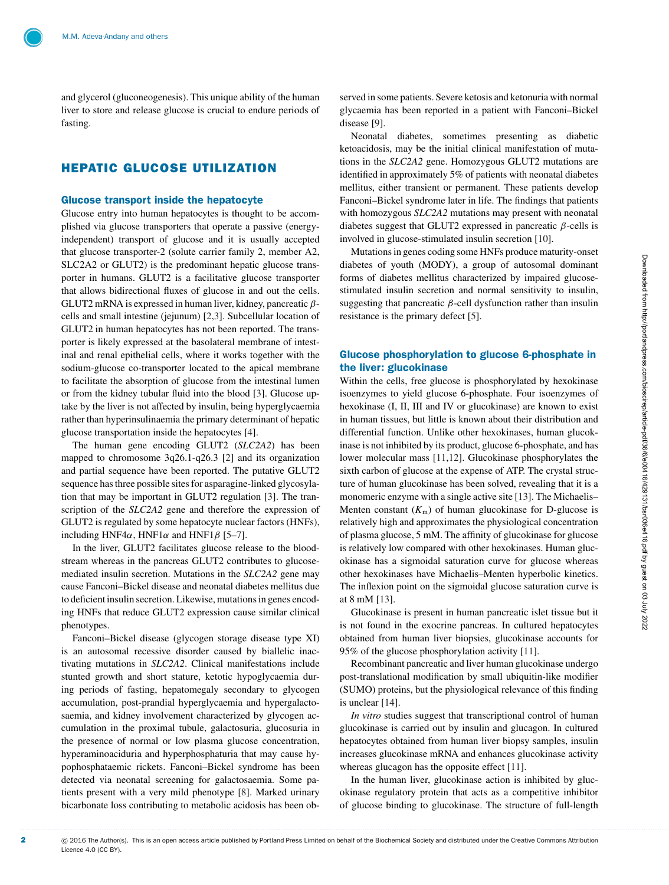and glycerol (gluconeogenesis). This unique ability of the human liver to store and release glucose is crucial to endure periods of fasting.

## HEPATIC GLUCOSE UTILIZATION

### Glucose transport inside the hepatocyte

Glucose entry into human hepatocytes is thought to be accomplished via glucose transporters that operate a passive (energy-independent) transport of glucose and it is usually accepted that glucose transporter-2 (solute carrier family 2, member A2, SLC2A2 or GLUT2) is the predominant hepatic glucose transporter in humans. GLUT2 is a facilitative glucose transporter that allows bidirectional fluxes of glucose in and out the cells. GLUT2 mRNA is expressed in human liver, kidney, pancreatic $\beta$-cells and small intestine (jejunum) [2,3]. Subcellular location of GLUT2 in human hepatocytes has not been reported. The transporter is likely expressed at the basolateral membrane of intestinal and renal epithelial cells, where it works together with the sodium-glucose co-transporter located to the apical membrane to facilitate the absorption of glucose from the intestinal lumen or from the kidney tubular fluid into the blood [3]. Glucose uptake by the liver is not affected by insulin, being hyperglycaemia rather than hyperinsulinaemia the primary determinant of hepatic glucose transportation inside the hepatocytes [4].

The human gene encoding GLUT2 (*SLC2A2*) has been mapped to chromosome 3q26.1-q26.3 [2] and its organization and partial sequence have been reported. The putative GLUT2 sequence has three possible sites for asparagine-linked glycosylation that may be important in GLUT2 regulation [3]. The transcription of the *SLC2A2* gene and therefore the expression of GLUT2 is regulated by some hepatocyte nuclear factors (HNFs), including HNF4$\alpha$, HNF1$\alpha$ and HNF1$\beta$ [5–7].

In the liver, GLUT2 facilitates glucose release to the bloodstream whereas in the pancreas GLUT2 contributes to glucose-mediated insulin secretion. Mutations in the *SLC2A2* gene may cause Fanconi–Bickel disease and neonatal diabetes mellitus due to deficient insulin secretion. Likewise, mutations in genes encoding HNFs that reduce GLUT2 expression cause similar clinical phenotypes.

Fanconi–Bickel disease (glycogen storage disease type XI) is an autosomal recessive disorder caused by biallelic inactivating mutations in *SLC2A2*. Clinical manifestations include stunted growth and short stature, ketotic hypoglycaemia during periods of fasting, hepatomegaly secondary to glycogen accumulation, post-prandial hyperglycaemia and hypergalactosaemia, and kidney involvement characterized by glycogen accumulation in the proximal tubule, galactosuria, glucosuria in the presence of normal or low plasma glucose concentration, hyperaminoaciduria and hyperphosphaturia that may cause hypophosphataemic rickets. Fanconi–Bickel syndrome has been detected via neonatal screening for galactosaemia. Some patients present with a very mild phenotype [8]. Marked urinary bicarbonate loss contributing to metabolic acidosis has been observed in some patients. Severe ketosis and ketonuria with normal glycaemia has been reported in a patient with Fanconi–Bickel disease [9].

Neonatal diabetes, sometimes presenting as diabetic ketoacidosis, may be the initial clinical manifestation of mutations in the *SLC2A2* gene. Homozygous GLUT2 mutations are identified in approximately 5% of patients with neonatal diabetes mellitus, either transient or permanent. These patients develop Fanconi–Bickel syndrome later in life. The findings that patients with homozygous *SLC2A2* mutations may present with neonatal diabetes suggest that GLUT2 expressed in pancreatic $\beta$-cells is involved in glucose-stimulated insulin secretion [10].

Mutations in genes coding some HNFs produce maturity-onset diabetes of youth (MODY), a group of autosomal dominant forms of diabetes mellitus characterized by impaired glucose-stimulated insulin secretion and normal sensitivity to insulin, suggesting that pancreatic $\beta$-cell dysfunction rather than insulin resistance is the primary defect [5].

### Glucose phosphorylation to glucose 6-phosphate in the liver: glucokinase

Within the cells, free glucose is phosphorylated by hexokinase isoenzymes to yield glucose 6-phosphate. Four isoenzymes of hexokinase (I, II, III and IV or glucokinase) are known to exist in human tissues, but little is known about their distribution and differential function. Unlike other hexokinases, human glucokinase is not inhibited by its product, glucose 6-phosphate, and has lower molecular mass [11,12]. Glucokinase phosphorylates the sixth carbon of glucose at the expense of ATP. The crystal structure of human glucokinase has been solved, revealing that it is a monomeric enzyme with a single active site [13]. The Michaelis–Menten constant ($K_m$) of human glucokinase for D-glucose is relatively high and approximates the physiological concentration of plasma glucose, 5 mM. The affinity of glucokinase for glucose is relatively low compared with other hexokinases. Human glucokinase has a sigmoidal saturation curve for glucose whereas other hexokinases have Michaelis–Menten hyperbolic kinetics. The inflexion point on the sigmoidal glucose saturation curve is at 8 mM [13].

Glucokinase is present in human pancreatic islet tissue but it is not found in the exocrine pancreas. In cultured hepatocytes obtained from human liver biopsies, glucokinase accounts for 95% of the glucose phosphorylation activity [11].

Recombinant pancreatic and liver human glucokinase undergo post-translational modification by small ubiquitin-like modifier (SUMO) proteins, but the physiological relevance of this finding is unclear [14].

*In vitro* studies suggest that transcriptional control of human glucokinase is carried out by insulin and glucagon. In cultured hepatocytes obtained from human liver biopsy samples, insulin increases glucokinase mRNA and enhances glucokinase activity whereas glucagon has the opposite effect [11].

In the human liver, glucokinase action is inhibited by glucokinase regulatory protein that acts as a competitive inhibitor of glucose binding to glucokinase. The structure of full-length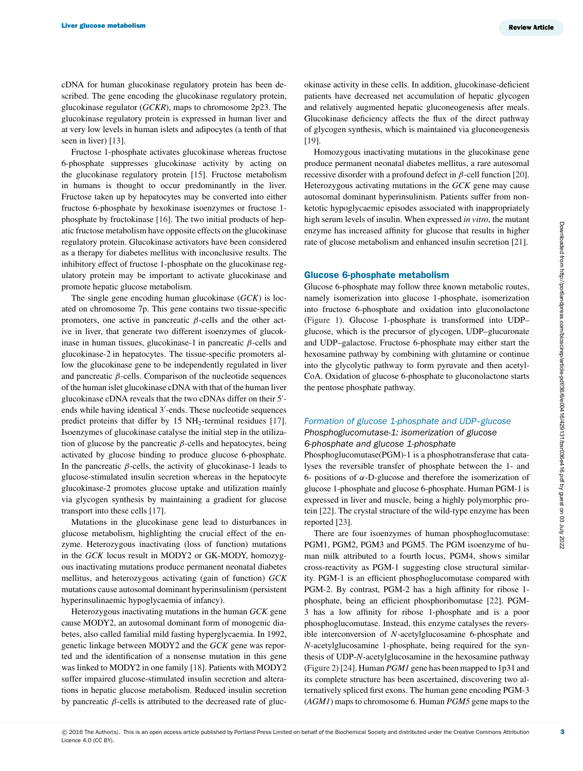cDNA for human glucokinase regulatory protein has been described. The gene encoding the glucokinase regulatory protein, glucokinase regulator (*GCKR*), maps to chromosome 2p23. The glucokinase regulatory protein is expressed in human liver and at very low levels in human islets and adipocytes (a tenth of that seen in liver) [13].

Fructose 1-phosphate activates glucokinase whereas fructose 6-phosphate suppresses glucokinase activity by acting on the glucokinase regulatory protein [15]. Fructose metabolism in humans is thought to occur predominantly in the liver. Fructose taken up by hepatocytes may be converted into either fructose 6-phosphate by hexokinase isoenzymes or fructose 1-phosphate by fructokinase [16]. The two initial products of hepatic fructose metabolism have opposite effects on the glucokinase regulatory protein. Glucokinase activators have been considered as a therapy for diabetes mellitus with inconclusive results. The inhibitory effect of fructose 1-phosphate on the glucokinase regulatory protein may be important to activate glucokinase and promote hepatic glucose metabolism.

The single gene encoding human glucokinase (*GCK*) is located on chromosome 7p. This gene contains two tissue-specific promoters, one active in pancreatic $\beta$-cells and the other active in liver, that generate two different isoenzymes of glucokinase in human tissues, glucokinase-1 in pancreatic $\beta$-cells and glucokinase-2 in hepatocytes. The tissue-specific promoters allow the glucokinase gene to be independently regulated in liver and pancreatic $\beta$-cells. Comparison of the nucleotide sequences of the human islet glucokinase cDNA with that of the human liver glucokinase cDNA reveals that the two cDNAs differ on their 5′-ends while having identical 3′-ends. These nucleotide sequences predict proteins that differ by 15 $NH_2$-terminal residues [17]. Isoenzymes of glucokinase catalyse the initial step in the utilization of glucose by the pancreatic $\beta$-cells and hepatocytes, being activated by glucose binding to produce glucose 6-phosphate. In the pancreatic $\beta$-cells, the activity of glucokinase-1 leads to glucose-stimulated insulin secretion whereas in the hepatocyte glucokinase-2 promotes glucose uptake and utilization mainly via glycogen synthesis by maintaining a gradient for glucose transport into these cells [17].

Mutations in the glucokinase gene lead to disturbances in glucose metabolism, highlighting the crucial effect of the enzyme. Heterozygous inactivating (loss of function) mutations in the *GCK* locus result in MODY2 or GK-MODY, homozygous inactivating mutations produce permanent neonatal diabetes mellitus, and heterozygous activating (gain of function) *GCK* mutations cause autosomal dominant hyperinsulinism (persistent hyperinsulinaemic hypoglycaemia of infancy).

Heterozygous inactivating mutations in the human *GCK* gene cause MODY2, an autosomal dominant form of monogenic diabetes, also called familial mild fasting hyperglycaemia. In 1992, genetic linkage between MODY2 and the *GCK* gene was reported and the identification of a nonsense mutation in this gene was linked to MODY2 in one family [18]. Patients with MODY2 suffer impaired glucose-stimulated insulin secretion and alterations in hepatic glucose metabolism. Reduced insulin secretion by pancreatic $\beta$-cells is attributed to the decreased rate of glucokinase activity in these cells. In addition, glucokinase-deficient patients have decreased net accumulation of hepatic glycogen and relatively augmented hepatic gluconeogenesis after meals. Glucokinase deficiency affects the flux of the direct pathway of glycogen synthesis, which is maintained via gluconeogenesis [19].

Homozygous inactivating mutations in the glucokinase gene produce permanent neonatal diabetes mellitus, a rare autosomal recessive disorder with a profound defect in $\beta$-cell function [20]. Heterozygous activating mutations in the *GCK* gene may cause autosomal dominant hyperinsulinism. Patients suffer from non-ketotic hypoglycaemic episodes associated with inappropriately high serum levels of insulin. When expressed *in vitro*, the mutant enzyme has increased affinity for glucose that results in higher rate of glucose metabolism and enhanced insulin secretion [21].

## Glucose 6-phosphate metabolism

Glucose 6-phosphate may follow three known metabolic routes, namely isomerization into glucose 1-phosphate, isomerization into fructose 6-phosphate and oxidation into gluconolactone (Figure 1). Glucose 1-phosphate is transformed into UDP–glucose, which is the precursor of glycogen, UDP–glucuronate and UDP–galactose. Fructose 6-phosphate may either start the hexosamine pathway by combining with glutamine or continue into the glycolytic pathway to form pyruvate and then acetyl-CoA. Oxidation of glucose 6-phosphate to gluconolactone starts the pentose phosphate pathway.

### *Formation of glucose 1-phosphate and UDP–glucose*

#### *Phosphoglucomutase-1: isomerization of glucose 6-phosphate and glucose 1-phosphate*

Phosphoglucomutase(PGM)-1 is a phosphotransferase that catalyses the reversible transfer of phosphate between the 1- and 6- positions of $\alpha$-D-glucose and therefore the isomerization of glucose 1-phosphate and glucose 6-phosphate. Human PGM-1 is expressed in liver and muscle, being a highly polymorphic protein [22]. The crystal structure of the wild-type enzyme has been reported [23].

There are four isoenzymes of human phosphoglucomutase: PGM1, PGM2, PGM3 and PGM5. The PGM isoenzyme of human milk attributed to a fourth locus, PGM4, shows similar cross-reactivity as PGM-1 suggesting close structural similarity. PGM-1 is an efficient phosphoglucomutase compared with PGM-2. By contrast, PGM-2 has a high affinity for ribose 1-phosphate, being an efficient phosphoribomutase [22]. PGM-3 has a low affinity for ribose 1-phosphate and is a poor phosphoglucomutase. Instead, this enzyme catalyses the reversible interconversion of *N*-acetylglucosamine 6-phosphate and *N*-acetylglucosamine 1-phosphate, being required for the synthesis of UDP-*N*-acetylglucosamine in the hexosamine pathway (Figure 2) [24]. Human *PGM1* gene has been mapped to 1p31 and its complete structure has been ascertained, discovering two alternatively spliced first exons. The human gene encoding PGM-3 (*AGM1*) maps to chromosome 6. Human *PGM5* gene maps to the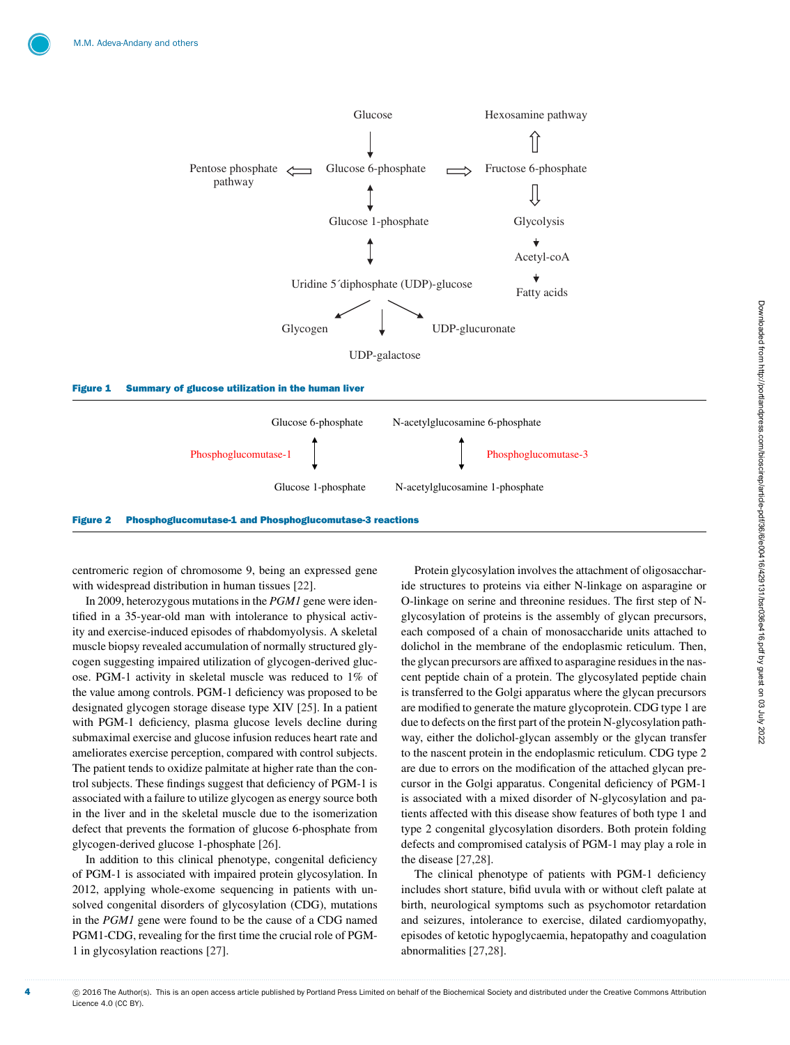Glucose

Glucose 6-phosphate → Pentose phosphate pathway

Glucose 6-phosphate → Fructose 6-phosphate

Fructose 6-phosphate → Hexosamine pathway

Fructose 6-phosphate → Glycolysis → Acetyl-coA → Fatty acids

Glucose 6-phosphate ↔ Glucose 1-phosphate ↔ Uridine 5´diphosphate (UDP)-glucose

UDP-glucose → Glycogen, UDP-galactose, UDP-glucuronate

**Figure 1 Summary of glucose utilization in the human liver**

Glucose 6-phosphate ↔ Glucose 1-phosphate (Phosphoglucomutase-1)

N-acetylglucosamine 6-phosphate ↔ N-acetylglucosamine 1-phosphate (Phosphoglucomutase-3)

**Figure 2 Phosphoglucomutase-1 and Phosphoglucomutase-3 reactions**

centromeric region of chromosome 9, being an expressed gene with widespread distribution in human tissues [22].

In 2009, heterozygous mutations in the *PGM1* gene were identified in a 35-year-old man with intolerance to physical activity and exercise-induced episodes of rhabdomyolysis. A skeletal muscle biopsy revealed accumulation of normally structured glycogen suggesting impaired utilization of glycogen-derived glucose. PGM-1 activity in skeletal muscle was reduced to 1% of the value among controls. PGM-1 deficiency was proposed to be designated glycogen storage disease type XIV [25]. In a patient with PGM-1 deficiency, plasma glucose levels decline during submaximal exercise and glucose infusion reduces heart rate and ameliorates exercise perception, compared with control subjects. The patient tends to oxidize palmitate at higher rate than the control subjects. These findings suggest that deficiency of PGM-1 is associated with a failure to utilize glycogen as energy source both in the liver and in the skeletal muscle due to the isomerization defect that prevents the formation of glucose 6-phosphate from glycogen-derived glucose 1-phosphate [26].

In addition to this clinical phenotype, congenital deficiency of PGM-1 is associated with impaired protein glycosylation. In 2012, applying whole-exome sequencing in patients with unsolved congenital disorders of glycosylation (CDG), mutations in the *PGM1* gene were found to be the cause of a CDG named PGM1-CDG, revealing for the first time the crucial role of PGM-1 in glycosylation reactions [27].

Protein glycosylation involves the attachment of oligosaccharide structures to proteins via either N-linkage on asparagine or O-linkage on serine and threonine residues. The first step of N-glycosylation of proteins is the assembly of glycan precursors, each composed of a chain of monosaccharide units attached to dolichol in the membrane of the endoplasmic reticulum. Then, the glycan precursors are affixed to asparagine residues in the nascent peptide chain of a protein. The glycosylated peptide chain is transferred to the Golgi apparatus where the glycan precursors are modified to generate the mature glycoprotein. CDG type 1 are due to defects on the first part of the protein N-glycosylation pathway, either the dolichol-glycan assembly or the glycan transfer to the nascent protein in the endoplasmic reticulum. CDG type 2 are due to errors on the modification of the attached glycan precursor in the Golgi apparatus. Congenital deficiency of PGM-1 is associated with a mixed disorder of N-glycosylation and patients affected with this disease show features of both type 1 and type 2 congenital glycosylation disorders. Both protein folding defects and compromised catalysis of PGM-1 may play a role in the disease [27,28].

The clinical phenotype of patients with PGM-1 deficiency includes short stature, bifid uvula with or without cleft palate at birth, neurological symptoms such as psychomotor retardation and seizures, intolerance to exercise, dilated cardiomyopathy, episodes of ketotic hypoglycaemia, hepatopathy and coagulation abnormalities [27,28].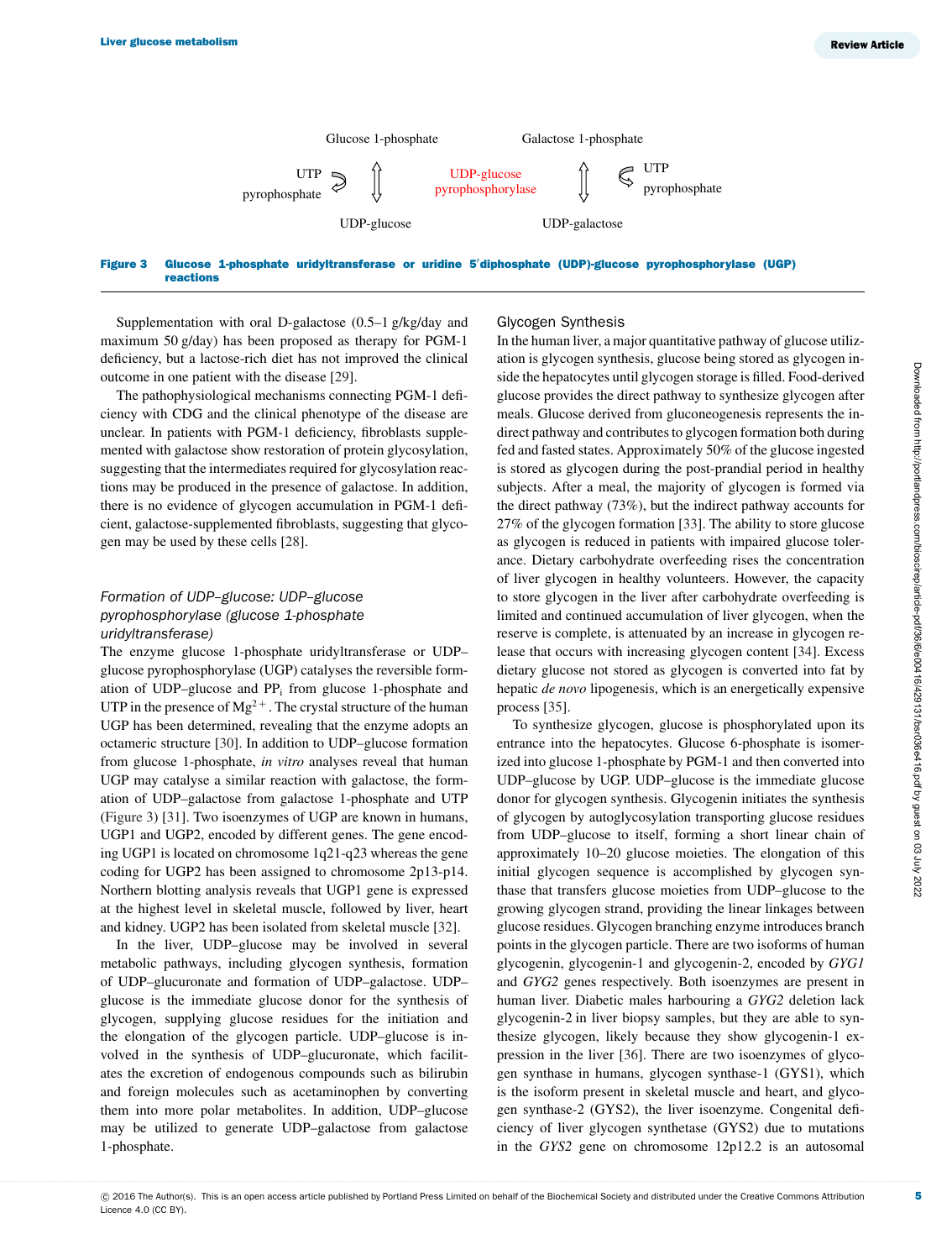Glucose 1-phosphate ⇅ UDP-glucose (UTP → pyrophosphate)

UDP-glucose pyrophosphorylase

Galactose 1-phosphate ⇅ UDP-galactose (UTP → pyrophosphate)

**Figure 3 Glucose 1-phosphate uridyltransferase or uridine 5′diphosphate (UDP)-glucose pyrophosphorylase (UGP) reactions**

Supplementation with oral D-galactose (0.5–1 g/kg/day and maximum 50 g/day) has been proposed as therapy for PGM-1 deficiency, but a lactose-rich diet has not improved the clinical outcome in one patient with the disease [29].

The pathophysiological mechanisms connecting PGM-1 deficiency with CDG and the clinical phenotype of the disease are unclear. In patients with PGM-1 deficiency, fibroblasts supplemented with galactose show restoration of protein glycosylation, suggesting that the intermediates required for glycosylation reactions may be produced in the presence of galactose. In addition, there is no evidence of glycogen accumulation in PGM-1 deficient, galactose-supplemented fibroblasts, suggesting that glycogen may be used by these cells [28].

### *Formation of UDP–glucose: UDP–glucose pyrophosphorylase (glucose 1-phosphate uridyltransferase)*

The enzyme glucose 1-phosphate uridyltransferase or UDP–glucose pyrophosphorylase (UGP) catalyses the reversible formation of UDP–glucose and $PP_i$ from glucose 1-phosphate and UTP in the presence of $Mg^{2+}$. The crystal structure of the human UGP has been determined, revealing that the enzyme adopts an octameric structure [30]. In addition to UDP–glucose formation from glucose 1-phosphate, *in vitro* analyses reveal that human UGP may catalyse a similar reaction with galactose, the formation of UDP–galactose from galactose 1-phosphate and UTP (Figure 3) [31]. Two isoenzymes of UGP are known in humans, UGP1 and UGP2, encoded by different genes. The gene encoding UGP1 is located on chromosome 1q21-q23 whereas the gene coding for UGP2 has been assigned to chromosome 2p13-p14. Northern blotting analysis reveals that UGP1 gene is expressed at the highest level in skeletal muscle, followed by liver, heart and kidney. UGP2 has been isolated from skeletal muscle [32].

In the liver, UDP–glucose may be involved in several metabolic pathways, including glycogen synthesis, formation of UDP–glucuronate and formation of UDP–galactose. UDP–glucose is the immediate glucose donor for the synthesis of glycogen, supplying glucose residues for the initiation and the elongation of the glycogen particle. UDP–glucose is involved in the synthesis of UDP–glucuronate, which facilitates the excretion of endogenous compounds such as bilirubin and foreign molecules such as acetaminophen by converting them into more polar metabolites. In addition, UDP–glucose may be utilized to generate UDP–galactose from galactose 1-phosphate.

### Glycogen Synthesis

In the human liver, a major quantitative pathway of glucose utilization is glycogen synthesis, glucose being stored as glycogen inside the hepatocytes until glycogen storage is filled. Food-derived glucose provides the direct pathway to synthesize glycogen after meals. Glucose derived from gluconeogenesis represents the indirect pathway and contributes to glycogen formation both during fed and fasted states. Approximately 50% of the glucose ingested is stored as glycogen during the post-prandial period in healthy subjects. After a meal, the majority of glycogen is formed via the direct pathway (73%), but the indirect pathway accounts for 27% of the glycogen formation [33]. The ability to store glucose as glycogen is reduced in patients with impaired glucose tolerance. Dietary carbohydrate overfeeding rises the concentration of liver glycogen in healthy volunteers. However, the capacity to store glycogen in the liver after carbohydrate overfeeding is limited and continued accumulation of liver glycogen, when the reserve is complete, is attenuated by an increase in glycogen release that occurs with increasing glycogen content [34]. Excess dietary glucose not stored as glycogen is converted into fat by hepatic *de novo* lipogenesis, which is an energetically expensive process [35].

To synthesize glycogen, glucose is phosphorylated upon its entrance into the hepatocytes. Glucose 6-phosphate is isomerized into glucose 1-phosphate by PGM-1 and then converted into UDP–glucose by UGP. UDP–glucose is the immediate glucose donor for glycogen synthesis. Glycogenin initiates the synthesis of glycogen by autoglycosylation transporting glucose residues from UDP–glucose to itself, forming a short linear chain of approximately 10–20 glucose moieties. The elongation of this initial glycogen sequence is accomplished by glycogen synthase that transfers glucose moieties from UDP–glucose to the growing glycogen strand, providing the linear linkages between glucose residues. Glycogen branching enzyme introduces branch points in the glycogen particle. There are two isoforms of human glycogenin, glycogenin-1 and glycogenin-2, encoded by *GYG1* and *GYG2* genes respectively. Both isoenzymes are present in human liver. Diabetic males harbouring a *GYG2* deletion lack glycogenin-2 in liver biopsy samples, but they are able to synthesize glycogen, likely because they show glycogenin-1 expression in the liver [36]. There are two isoenzymes of glycogen synthase in humans, glycogen synthase-1 (GYS1), which is the isoform present in skeletal muscle and heart, and glycogen synthase-2 (GYS2), the liver isoenzyme. Congenital deficiency of liver glycogen synthetase (GYS2) due to mutations in the *GYS2* gene on chromosome 12p12.2 is an autosomal

© 2016 The Author(s). This is an open access article published by Portland Press Limited on behalf of the Biochemical Society and distributed under the Creative Commons Attribution Licence 4.0 (CC BY).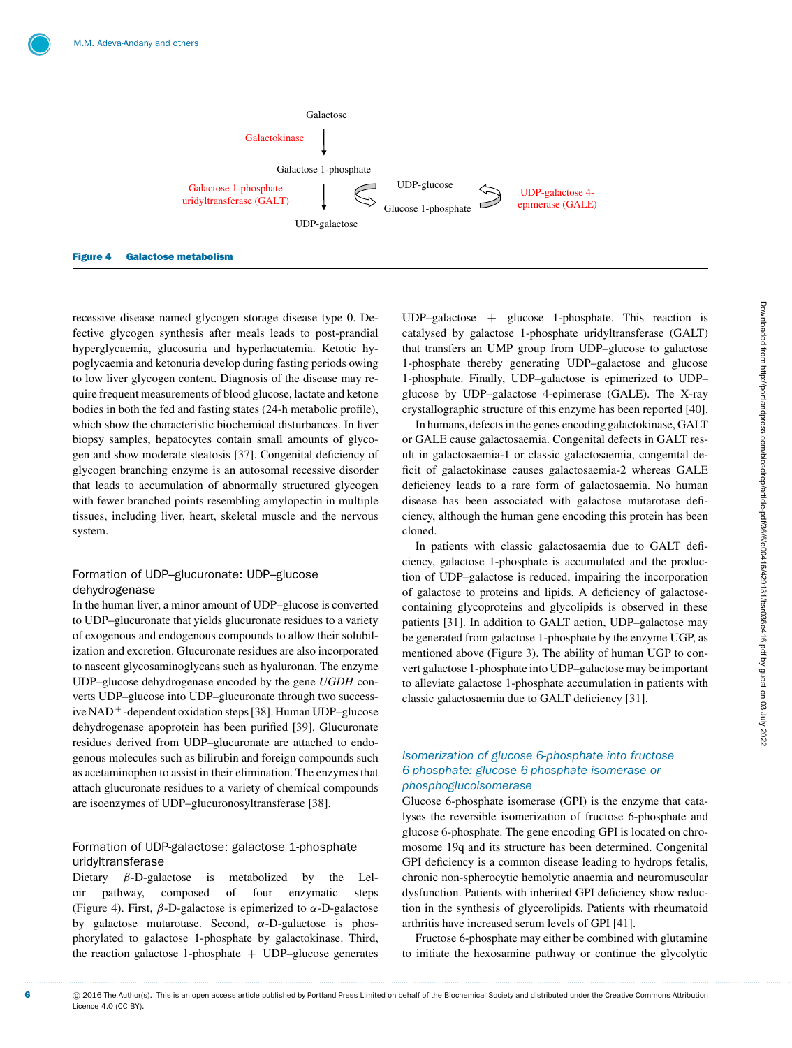Galactose

Galactokinase

Galactose 1-phosphate

Galactose 1-phosphate uridyltransferase (GALT)

UDP-glucose

Glucose 1-phosphate

UDP-galactose 4-epimerase (GALE)

UDP-galactose

**Figure 4 Galactose metabolism**

recessive disease named glycogen storage disease type 0. Defective glycogen synthesis after meals leads to post-prandial hyperglycaemia, glucosuria and hyperlactatemia. Ketotic hypoglycaemia and ketonuria develop during fasting periods owing to low liver glycogen content. Diagnosis of the disease may require frequent measurements of blood glucose, lactate and ketone bodies in both the fed and fasting states (24-h metabolic profile), which show the characteristic biochemical disturbances. In liver biopsy samples, hepatocytes contain small amounts of glycogen and show moderate steatosis [37]. Congenital deficiency of glycogen branching enzyme is an autosomal recessive disorder that leads to accumulation of abnormally structured glycogen with fewer branched points resembling amylopectin in multiple tissues, including liver, heart, skeletal muscle and the nervous system.

### Formation of UDP–glucuronate: UDP–glucose dehydrogenase

In the human liver, a minor amount of UDP–glucose is converted to UDP–glucuronate that yields glucuronate residues to a variety of exogenous and endogenous compounds to allow their solubilization and excretion. Glucuronate residues are also incorporated to nascent glycosaminoglycans such as hyaluronan. The enzyme UDP–glucose dehydrogenase encoded by the gene *UGDH* converts UDP–glucose into UDP–glucuronate through two successive $NAD^+$-dependent oxidation steps [38]. Human UDP–glucose dehydrogenase apoprotein has been purified [39]. Glucuronate residues derived from UDP–glucuronate are attached to endogenous molecules such as bilirubin and foreign compounds such as acetaminophen to assist in their elimination. The enzymes that attach glucuronate residues to a variety of chemical compounds are isoenzymes of UDP–glucuronosyltransferase [38].

### Formation of UDP-galactose: galactose 1-phosphate uridyltransferase

Dietary β-D-galactose is metabolized by the Leloir pathway, composed of four enzymatic steps (Figure 4). First, β-D-galactose is epimerized to α-D-galactose by galactose mutarotase. Second, α-D-galactose is phosphorylated to galactose 1-phosphate by galactokinase. Third, the reaction galactose 1-phosphate + UDP–glucose generates UDP–galactose + glucose 1-phosphate. This reaction is catalysed by galactose 1-phosphate uridyltransferase (GALT) that transfers an UMP group from UDP–glucose to galactose 1-phosphate thereby generating UDP–galactose and glucose 1-phosphate. Finally, UDP–galactose is epimerized to UDP–glucose by UDP–galactose 4-epimerase (GALE). The X-ray crystallographic structure of this enzyme has been reported [40].

In humans, defects in the genes encoding galactokinase, GALT or GALE cause galactosaemia. Congenital defects in GALT result in galactosaemia-1 or classic galactosaemia, congenital deficit of galactokinase causes galactosaemia-2 whereas GALE deficiency leads to a rare form of galactosaemia. No human disease has been associated with galactose mutarotase deficiency, although the human gene encoding this protein has been cloned.

In patients with classic galactosaemia due to GALT deficiency, galactose 1-phosphate is accumulated and the production of UDP–galactose is reduced, impairing the incorporation of galactose to proteins and lipids. A deficiency of galactose-containing glycoproteins and glycolipids is observed in these patients [31]. In addition to GALT action, UDP–galactose may be generated from galactose 1-phosphate by the enzyme UGP, as mentioned above (Figure 3). The ability of human UGP to convert galactose 1-phosphate into UDP–galactose may be important to alleviate galactose 1-phosphate accumulation in patients with classic galactosaemia due to GALT deficiency [31].

### *Isomerization of glucose 6-phosphate into fructose 6-phosphate: glucose 6-phosphate isomerase or phosphoglucoisomerase*

Glucose 6-phosphate isomerase (GPI) is the enzyme that catalyses the reversible isomerization of fructose 6-phosphate and glucose 6-phosphate. The gene encoding GPI is located on chromosome 19q and its structure has been determined. Congenital GPI deficiency is a common disease leading to hydrops fetalis, chronic non-spherocytic hemolytic anaemia and neuromuscular dysfunction. Patients with inherited GPI deficiency show reduction in the synthesis of glycerolipids. Patients with rheumatoid arthritis have increased serum levels of GPI [41].

Fructose 6-phosphate may either be combined with glutamine to initiate the hexosamine pathway or continue the glycolytic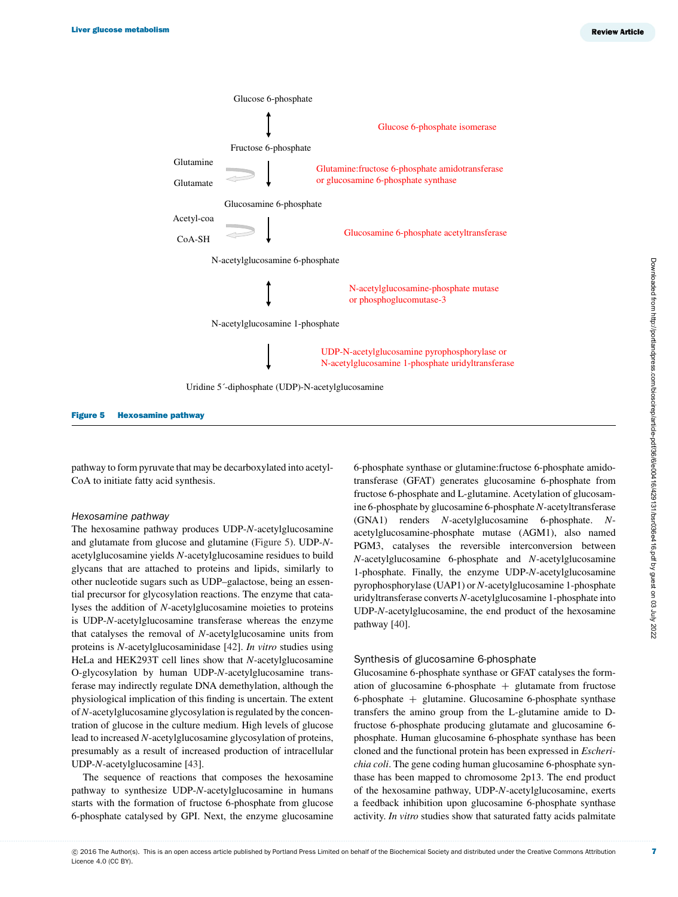Glucose 6-phosphate

↕ Glucose 6-phosphate isomerase

Fructose 6-phosphate

Glutamine → Glutamate ↓ Glutamine:fructose 6-phosphate amidotransferase or glucosamine 6-phosphate synthase

Glucosamine 6-phosphate

Acetyl-coa → CoA-SH ↓ Glucosamine 6-phosphate acetyltransferase

N-acetylglucosamine 6-phosphate

↕ N-acetylglucosamine-phosphate mutase or phosphoglucomutase-3

N-acetylglucosamine 1-phosphate

↓ UDP-N-acetylglucosamine pyrophosphorylase or N-acetylglucosamine 1-phosphate uridyltransferase

Uridine 5´-diphosphate (UDP)-N-acetylglucosamine

**Figure 5 Hexosamine pathway**

pathway to form pyruvate that may be decarboxylated into acetyl-CoA to initiate fatty acid synthesis.

### *Hexosamine pathway*

The hexosamine pathway produces UDP-*N*-acetylglucosamine and glutamate from glucose and glutamine (Figure 5). UDP-*N*-acetylglucosamine yields *N*-acetylglucosamine residues to build glycans that are attached to proteins and lipids, similarly to other nucleotide sugars such as UDP–galactose, being an essential precursor for glycosylation reactions. The enzyme that catalyses the addition of *N*-acetylglucosamine to proteins is UDP-*N*-acetylglucosamine transferase whereas the enzyme that catalyses the removal of *N*-acetylglucosamine units from proteins is *N*-acetylglucosaminidase [42]. *In vitro* studies using HeLa and HEK293T cell lines show that *N*-acetylglucosamine O-glycosylation by human UDP-*N*-acetylglucosamine transferase may indirectly regulate DNA demethylation, although the physiological implication of this finding is uncertain. The extent of *N*-acetylglucosamine glycosylation is regulated by the concentration of glucose in the culture medium. High levels of glucose lead to increased *N*-acetylglucosamine glycosylation of proteins, presumably as a result of increased production of intracellular UDP-*N*-acetylglucosamine [43].

The sequence of reactions that composes the hexosamine pathway to synthesize UDP-*N*-acetylglucosamine in humans starts with the formation of fructose 6-phosphate from glucose 6-phosphate catalysed by GPI. Next, the enzyme glucosamine 6-phosphate synthase or glutamine:fructose 6-phosphate amidotransferase (GFAT) generates glucosamine 6-phosphate from fructose 6-phosphate and L-glutamine. Acetylation of glucosamine 6-phosphate by glucosamine 6-phosphate *N*-acetyltransferase (GNA1) renders *N*-acetylglucosamine 6-phosphate. *N*-acetylglucosamine-phosphate mutase (AGM1), also named PGM3, catalyses the reversible interconversion between *N*-acetylglucosamine 6-phosphate and *N*-acetylglucosamine 1-phosphate. Finally, the enzyme UDP-*N*-acetylglucosamine pyrophosphorylase (UAP1) or *N*-acetylglucosamine 1-phosphate uridyltransferase converts *N*-acetylglucosamine 1-phosphate into UDP-*N*-acetylglucosamine, the end product of the hexosamine pathway [40].

### Synthesis of glucosamine 6-phosphate

Glucosamine 6-phosphate synthase or GFAT catalyses the formation of glucosamine 6-phosphate + glutamate from fructose 6-phosphate + glutamine. Glucosamine 6-phosphate synthase transfers the amino group from the L-glutamine amide to D-fructose 6-phosphate producing glutamate and glucosamine 6-phosphate. Human glucosamine 6-phosphate synthase has been cloned and the functional protein has been expressed in *Escherichia coli*. The gene coding human glucosamine 6-phosphate synthase has been mapped to chromosome 2p13. The end product of the hexosamine pathway, UDP-*N*-acetylglucosamine, exerts a feedback inhibition upon glucosamine 6-phosphate synthase activity. *In vitro* studies show that saturated fatty acids palmitate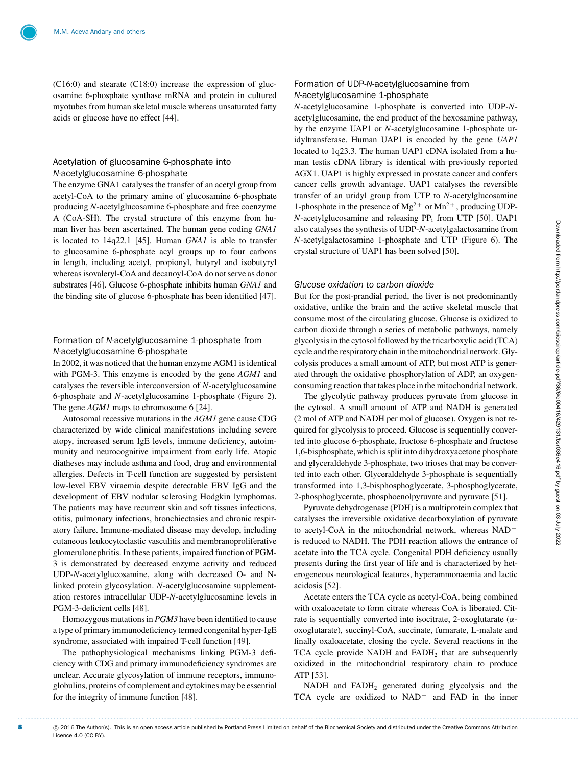(C16:0) and stearate (C18:0) increase the expression of glucosamine 6-phosphate synthase mRNA and protein in cultured myotubes from human skeletal muscle whereas unsaturated fatty acids or glucose have no effect [44].

### Acetylation of glucosamine 6-phosphate into *N*-acetylglucosamine 6-phosphate

The enzyme GNA1 catalyses the transfer of an acetyl group from acetyl-CoA to the primary amine of glucosamine 6-phosphate producing *N*-acetylglucosamine 6-phosphate and free coenzyme A (CoA-SH). The crystal structure of this enzyme from human liver has been ascertained. The human gene coding *GNA1* is located to 14q22.1 [45]. Human *GNA1* is able to transfer to glucosamine 6-phosphate acyl groups up to four carbons in length, including acetyl, propionyl, butyryl and isobutyryl whereas isovaleryl-CoA and decanoyl-CoA do not serve as donor substrates [46]. Glucose 6-phosphate inhibits human *GNA1* and the binding site of glucose 6-phosphate has been identified [47].

### Formation of *N*-acetylglucosamine 1-phosphate from *N*-acetylglucosamine 6-phosphate

In 2002, it was noticed that the human enzyme AGM1 is identical with PGM-3. This enzyme is encoded by the gene *AGM1* and catalyses the reversible interconversion of *N*-acetylglucosamine 6-phosphate and *N*-acetylglucosamine 1-phosphate (Figure 2). The gene *AGM1* maps to chromosome 6 [24].

Autosomal recessive mutations in the *AGM1* gene cause CDG characterized by wide clinical manifestations including severe atopy, increased serum IgE levels, immune deficiency, autoimmunity and neurocognitive impairment from early life. Atopic diatheses may include asthma and food, drug and environmental allergies. Defects in T-cell function are suggested by persistent low-level EBV viraemia despite detectable EBV IgG and the development of EBV nodular sclerosing Hodgkin lymphomas. The patients may have recurrent skin and soft tissues infections, otitis, pulmonary infections, bronchiectasies and chronic respiratory failure. Immune-mediated disease may develop, including cutaneous leukocytoclastic vasculitis and membranoproliferative glomerulonephritis. In these patients, impaired function of PGM-3 is demonstrated by decreased enzyme activity and reduced UDP-*N*-acetylglucosamine, along with decreased O- and N-linked protein glycosylation. *N*-acetylglucosamine supplementation restores intracellular UDP-*N*-acetylglucosamine levels in PGM-3-deficient cells [48].

Homozygous mutations in *PGM3* have been identified to cause a type of primary immunodeficiency termed congenital hyper-IgE syndrome, associated with impaired T-cell function [49].

The pathophysiological mechanisms linking PGM-3 deficiency with CDG and primary immunodeficiency syndromes are unclear. Accurate glycosylation of immune receptors, immunoglobulins, proteins of complement and cytokines may be essential for the integrity of immune function [48].

### Formation of UDP-*N*-acetylglucosamine from *N*-acetylglucosamine 1-phosphate

*N*-acetylglucosamine 1-phosphate is converted into UDP-*N*-acetylglucosamine, the end product of the hexosamine pathway, by the enzyme UAP1 or *N*-acetylglucosamine 1-phosphate uridyltransferase. Human UAP1 is encoded by the gene *UAP1* located to 1q23.3. The human UAP1 cDNA isolated from a human testis cDNA library is identical with previously reported AGX1. UAP1 is highly expressed in prostate cancer and confers cancer cells growth advantage. UAP1 catalyses the reversible transfer of an uridyl group from UTP to *N*-acetylglucosamine 1-phosphate in the presence of $Mg^{2+}$ or $Mn^{2+}$, producing UDP-*N*-acetylglucosamine and releasing $PP_i$ from UTP [50]. UAP1 also catalyses the synthesis of UDP-*N*-acetylgalactosamine from *N*-acetylgalactosamine 1-phosphate and UTP (Figure 6). The crystal structure of UAP1 has been solved [50].

### *Glucose oxidation to carbon dioxide*

But for the post-prandial period, the liver is not predominantly oxidative, unlike the brain and the active skeletal muscle that consume most of the circulating glucose. Glucose is oxidized to carbon dioxide through a series of metabolic pathways, namely glycolysis in the cytosol followed by the tricarboxylic acid (TCA) cycle and the respiratory chain in the mitochondrial network. Glycolysis produces a small amount of ATP, but most ATP is generated through the oxidative phosphorylation of ADP, an oxygen-consuming reaction that takes place in the mitochondrial network.

The glycolytic pathway produces pyruvate from glucose in the cytosol. A small amount of ATP and NADH is generated (2 mol of ATP and NADH per mol of glucose). Oxygen is not required for glycolysis to proceed. Glucose is sequentially converted into glucose 6-phosphate, fructose 6-phosphate and fructose 1,6-bisphosphate, which is split into dihydroxyacetone phosphate and glyceraldehyde 3-phosphate, two trioses that may be converted into each other. Glyceraldehyde 3-phosphate is sequentially transformed into 1,3-bisphosphoglycerate, 3-phosphoglycerate, 2-phosphoglycerate, phosphoenolpyruvate and pyruvate [51].

Pyruvate dehydrogenase (PDH) is a multiprotein complex that catalyses the irreversible oxidative decarboxylation of pyruvate to acetyl-CoA in the mitochondrial network, whereas $NAD^+$ is reduced to NADH. The PDH reaction allows the entrance of acetate into the TCA cycle. Congenital PDH deficiency usually presents during the first year of life and is characterized by heterogeneous neurological features, hyperammonaemia and lactic acidosis [52].

Acetate enters the TCA cycle as acetyl-CoA, being combined with oxaloacetate to form citrate whereas CoA is liberated. Citrate is sequentially converted into isocitrate, 2-oxoglutarate ($\alpha$-oxoglutarate), succinyl-CoA, succinate, fumarate, L-malate and finally oxaloacetate, closing the cycle. Several reactions in the TCA cycle provide NADH and $FADH_2$ that are subsequently oxidized in the mitochondrial respiratory chain to produce ATP [53].

NADH and $FADH_2$ generated during glycolysis and the TCA cycle are oxidized to $NAD^+$ and FAD in the inner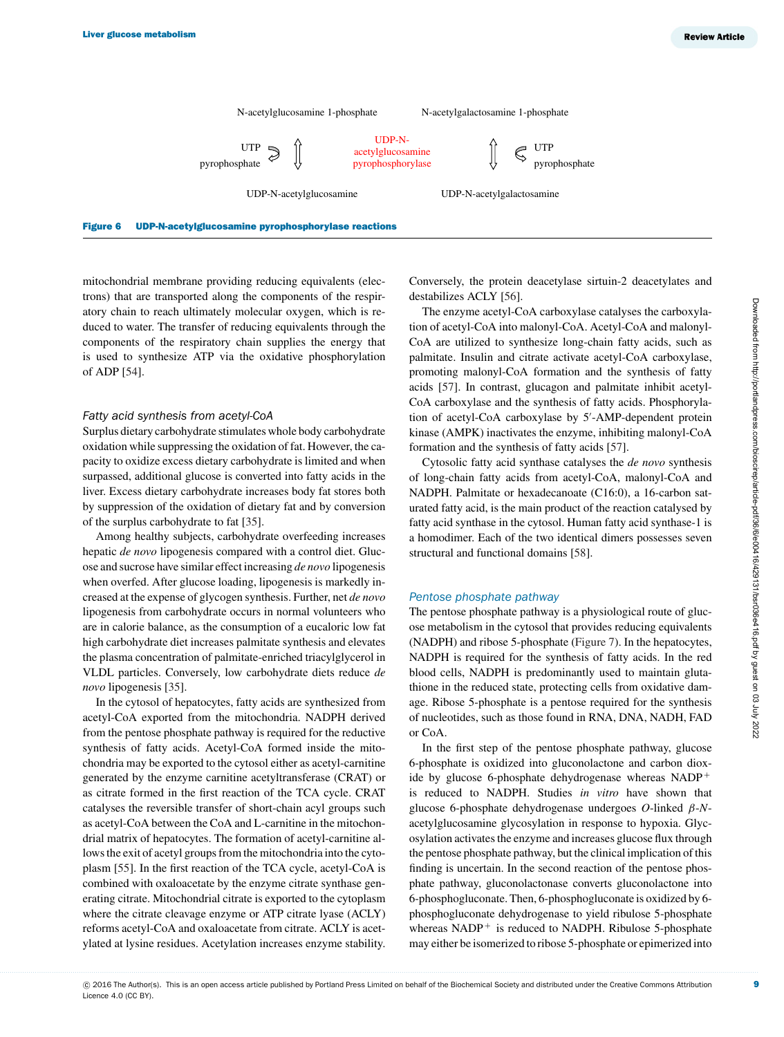N-acetylglucosamine 1-phosphate

N-acetylgalactosamine 1-phosphate

UTP

pyrophosphate

UDP-N-acetylglucosamine pyrophosphorylase

UTP

pyrophosphate

UDP-N-acetylglucosamine

UDP-N-acetylgalactosamine

**Figure 6 UDP-N-acetylglucosamine pyrophosphorylase reactions**

mitochondrial membrane providing reducing equivalents (electrons) that are transported along the components of the respiratory chain to reach ultimately molecular oxygen, which is reduced to water. The transfer of reducing equivalents through the components of the respiratory chain supplies the energy that is used to synthesize ATP via the oxidative phosphorylation of ADP [54].

### *Fatty acid synthesis from acetyl-CoA*

Surplus dietary carbohydrate stimulates whole body carbohydrate oxidation while suppressing the oxidation of fat. However, the capacity to oxidize excess dietary carbohydrate is limited and when surpassed, additional glucose is converted into fatty acids in the liver. Excess dietary carbohydrate increases body fat stores both by suppression of the oxidation of dietary fat and by conversion of the surplus carbohydrate to fat [35].

Among healthy subjects, carbohydrate overfeeding increases hepatic *de novo* lipogenesis compared with a control diet. Glucose and sucrose have similar effect increasing *de novo* lipogenesis when overfed. After glucose loading, lipogenesis is markedly increased at the expense of glycogen synthesis. Further, net *de novo* lipogenesis from carbohydrate occurs in normal volunteers who are in calorie balance, as the consumption of a eucaloric low fat high carbohydrate diet increases palmitate synthesis and elevates the plasma concentration of palmitate-enriched triacylglycerol in VLDL particles. Conversely, low carbohydrate diets reduce *de novo* lipogenesis [35].

In the cytosol of hepatocytes, fatty acids are synthesized from acetyl-CoA exported from the mitochondria. NADPH derived from the pentose phosphate pathway is required for the reductive synthesis of fatty acids. Acetyl-CoA formed inside the mitochondria may be exported to the cytosol either as acetyl-carnitine generated by the enzyme carnitine acetyltransferase (CRAT) or as citrate formed in the first reaction of the TCA cycle. CRAT catalyses the reversible transfer of short-chain acyl groups such as acetyl-CoA between the CoA and L-carnitine in the mitochondrial matrix of hepatocytes. The formation of acetyl-carnitine allows the exit of acetyl groups from the mitochondria into the cytoplasm [55]. In the first reaction of the TCA cycle, acetyl-CoA is combined with oxaloacetate by the enzyme citrate synthase generating citrate. Mitochondrial citrate is exported to the cytoplasm where the citrate cleavage enzyme or ATP citrate lyase (ACLY) reforms acetyl-CoA and oxaloacetate from citrate. ACLY is acetylated at lysine residues. Acetylation increases enzyme stability. Conversely, the protein deacetylase sirtuin-2 deacetylates and destabilizes ACLY [56].

The enzyme acetyl-CoA carboxylase catalyses the carboxylation of acetyl-CoA into malonyl-CoA. Acetyl-CoA and malonyl-CoA are utilized to synthesize long-chain fatty acids, such as palmitate. Insulin and citrate activate acetyl-CoA carboxylase, promoting malonyl-CoA formation and the synthesis of fatty acids [57]. In contrast, glucagon and palmitate inhibit acetyl-CoA carboxylase and the synthesis of fatty acids. Phosphorylation of acetyl-CoA carboxylase by 5′-AMP-dependent protein kinase (AMPK) inactivates the enzyme, inhibiting malonyl-CoA formation and the synthesis of fatty acids [57].

Cytosolic fatty acid synthase catalyses the *de novo* synthesis of long-chain fatty acids from acetyl-CoA, malonyl-CoA and NADPH. Palmitate or hexadecanoate (C16:0), a 16-carbon saturated fatty acid, is the main product of the reaction catalysed by fatty acid synthase in the cytosol. Human fatty acid synthase-1 is a homodimer. Each of the two identical dimers possesses seven structural and functional domains [58].

### *Pentose phosphate pathway*

The pentose phosphate pathway is a physiological route of glucose metabolism in the cytosol that provides reducing equivalents (NADPH) and ribose 5-phosphate (Figure 7). In the hepatocytes, NADPH is required for the synthesis of fatty acids. In the red blood cells, NADPH is predominantly used to maintain glutathione in the reduced state, protecting cells from oxidative damage. Ribose 5-phosphate is a pentose required for the synthesis of nucleotides, such as those found in RNA, DNA, NADH, FAD or CoA.

In the first step of the pentose phosphate pathway, glucose 6-phosphate is oxidized into gluconolactone and carbon dioxide by glucose 6-phosphate dehydrogenase whereas $NADP^+$ is reduced to NADPH. Studies *in vitro* have shown that glucose 6-phosphate dehydrogenase undergoes *O*-linked *β*-*N*-acetylglucosamine glycosylation in response to hypoxia. Glycosylation activates the enzyme and increases glucose flux through the pentose phosphate pathway, but the clinical implication of this finding is uncertain. In the second reaction of the pentose phosphate pathway, gluconolactonase converts gluconolactone into 6-phosphogluconate. Then, 6-phosphogluconate is oxidized by 6-phosphogluconate dehydrogenase to yield ribulose 5-phosphate whereas $NADP^+$ is reduced to NADPH. Ribulose 5-phosphate may either be isomerized to ribose 5-phosphate or epimerized into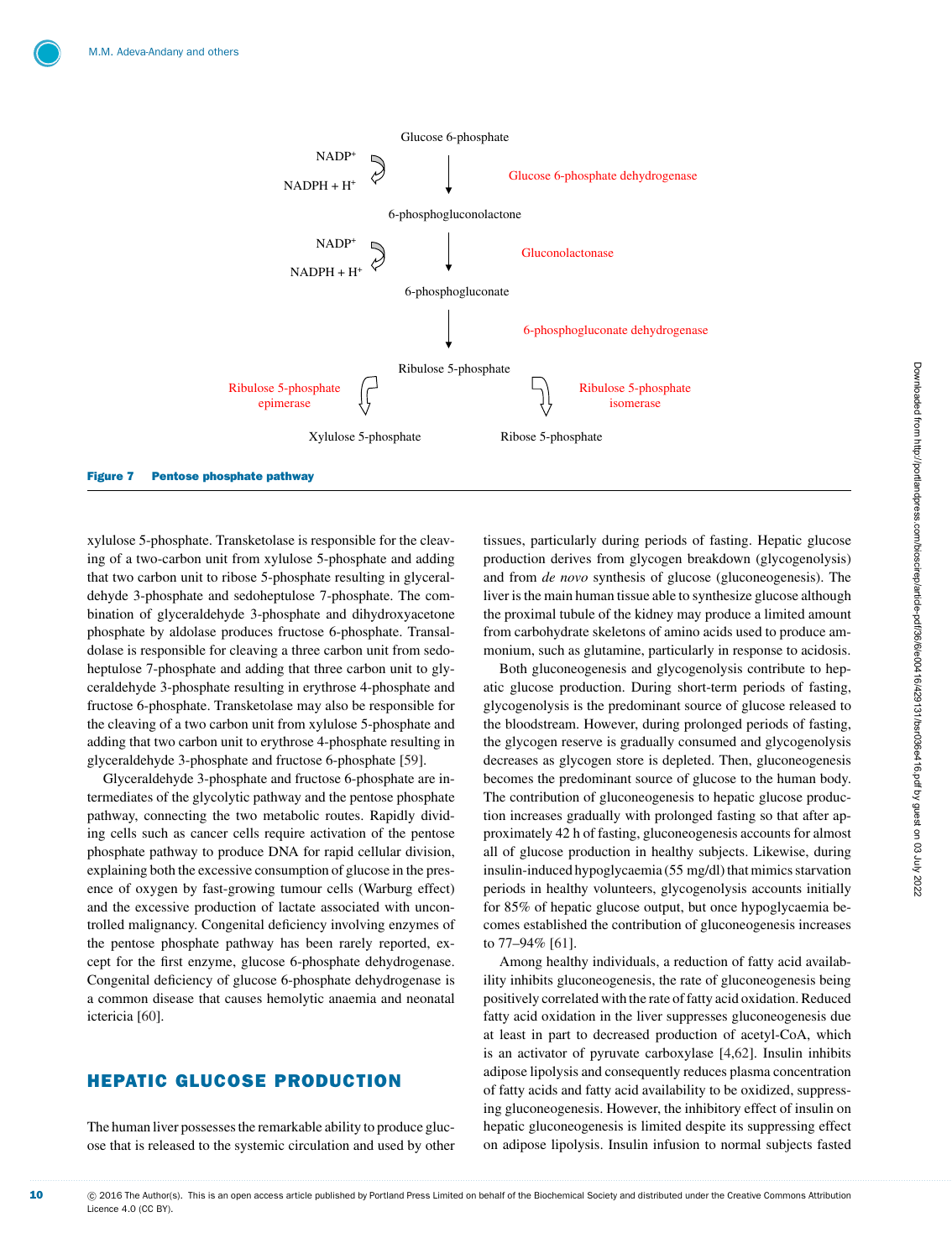Glucose 6-phosphate

NADP+ → NADPH + H+ — Glucose 6-phosphate dehydrogenase

6-phosphogluconolactone

NADP+ → NADPH + H+ — Gluconolactonase

6-phosphogluconate

6-phosphogluconate dehydrogenase

Ribulose 5-phosphate

Ribulose 5-phosphate epimerase → Xylulose 5-phosphate

Ribulose 5-phosphate isomerase → Ribose 5-phosphate

**Figure 7 Pentose phosphate pathway**

xylulose 5-phosphate. Transketolase is responsible for the cleaving of a two-carbon unit from xylulose 5-phosphate and adding that two carbon unit to ribose 5-phosphate resulting in glyceraldehyde 3-phosphate and sedoheptulose 7-phosphate. The combination of glyceraldehyde 3-phosphate and dihydroxyacetone phosphate by aldolase produces fructose 6-phosphate. Transaldolase is responsible for cleaving a three carbon unit from sedoheptulose 7-phosphate and adding that three carbon unit to glyceraldehyde 3-phosphate resulting in erythrose 4-phosphate and fructose 6-phosphate. Transketolase may also be responsible for the cleaving of a two carbon unit from xylulose 5-phosphate and adding that two carbon unit to erythrose 4-phosphate resulting in glyceraldehyde 3-phosphate and fructose 6-phosphate [59].

Glyceraldehyde 3-phosphate and fructose 6-phosphate are intermediates of the glycolytic pathway and the pentose phosphate pathway, connecting the two metabolic routes. Rapidly dividing cells such as cancer cells require activation of the pentose phosphate pathway to produce DNA for rapid cellular division, explaining both the excessive consumption of glucose in the presence of oxygen by fast-growing tumour cells (Warburg effect) and the excessive production of lactate associated with uncontrolled malignancy. Congenital deficiency involving enzymes of the pentose phosphate pathway has been rarely reported, except for the first enzyme, glucose 6-phosphate dehydrogenase. Congenital deficiency of glucose 6-phosphate dehydrogenase is a common disease that causes hemolytic anaemia and neonatal ictericia [60].

## HEPATIC GLUCOSE PRODUCTION

The human liver possesses the remarkable ability to produce glucose that is released to the systemic circulation and used by other tissues, particularly during periods of fasting. Hepatic glucose production derives from glycogen breakdown (glycogenolysis) and from *de novo* synthesis of glucose (gluconeogenesis). The liver is the main human tissue able to synthesize glucose although the proximal tubule of the kidney may produce a limited amount from carbohydrate skeletons of amino acids used to produce ammonium, such as glutamine, particularly in response to acidosis.

Both gluconeogenesis and glycogenolysis contribute to hepatic glucose production. During short-term periods of fasting, glycogenolysis is the predominant source of glucose released to the bloodstream. However, during prolonged periods of fasting, the glycogen reserve is gradually consumed and glycogenolysis decreases as glycogen store is depleted. Then, gluconeogenesis becomes the predominant source of glucose to the human body. The contribution of gluconeogenesis to hepatic glucose production increases gradually with prolonged fasting so that after approximately 42 h of fasting, gluconeogenesis accounts for almost all of glucose production in healthy subjects. Likewise, during insulin-induced hypoglycaemia (55 mg/dl) that mimics starvation periods in healthy volunteers, glycogenolysis accounts initially for 85% of hepatic glucose output, but once hypoglycaemia becomes established the contribution of gluconeogenesis increases to 77–94% [61].

Among healthy individuals, a reduction of fatty acid availability inhibits gluconeogenesis, the rate of gluconeogenesis being positively correlated with the rate of fatty acid oxidation. Reduced fatty acid oxidation in the liver suppresses gluconeogenesis due at least in part to decreased production of acetyl-CoA, which is an activator of pyruvate carboxylase [4,62]. Insulin inhibits adipose lipolysis and consequently reduces plasma concentration of fatty acids and fatty acid availability to be oxidized, suppressing gluconeogenesis. However, the inhibitory effect of insulin on hepatic gluconeogenesis is limited despite its suppressing effect on adipose lipolysis. Insulin infusion to normal subjects fasted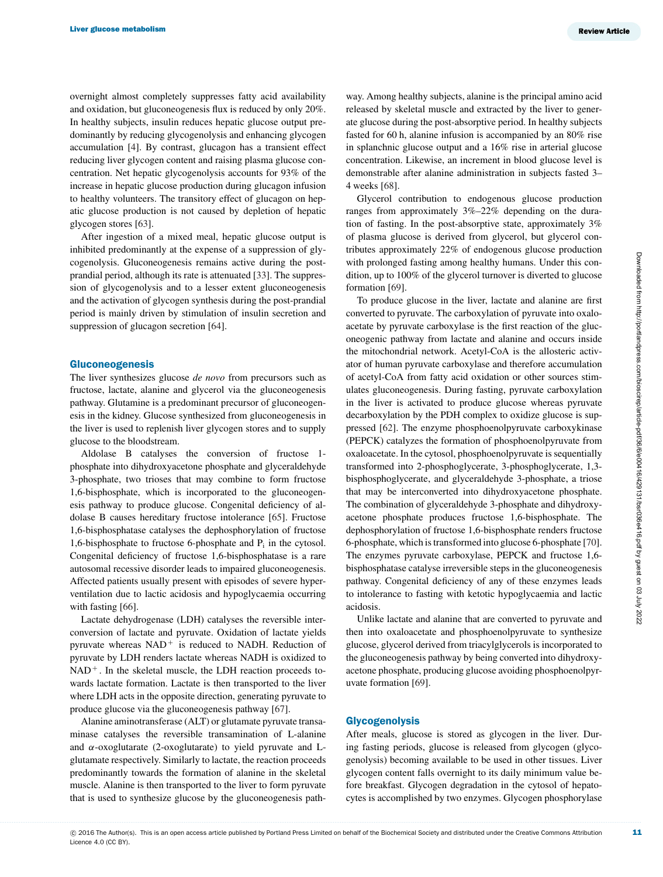overnight almost completely suppresses fatty acid availability and oxidation, but gluconeogenesis flux is reduced by only 20%. In healthy subjects, insulin reduces hepatic glucose output predominantly by reducing glycogenolysis and enhancing glycogen accumulation [4]. By contrast, glucagon has a transient effect reducing liver glycogen content and raising plasma glucose concentration. Net hepatic glycogenolysis accounts for 93% of the increase in hepatic glucose production during glucagon infusion to healthy volunteers. The transitory effect of glucagon on hepatic glucose production is not caused by depletion of hepatic glycogen stores [63].

After ingestion of a mixed meal, hepatic glucose output is inhibited predominantly at the expense of a suppression of glycogenolysis. Gluconeogenesis remains active during the post-prandial period, although its rate is attenuated [33]. The suppression of glycogenolysis and to a lesser extent gluconeogenesis and the activation of glycogen synthesis during the post-prandial period is mainly driven by stimulation of insulin secretion and suppression of glucagon secretion [64].

## Gluconeogenesis

The liver synthesizes glucose *de novo* from precursors such as fructose, lactate, alanine and glycerol via the gluconeogenesis pathway. Glutamine is a predominant precursor of gluconeogenesis in the kidney. Glucose synthesized from gluconeogenesis in the liver is used to replenish liver glycogen stores and to supply glucose to the bloodstream.

Aldolase B catalyses the conversion of fructose 1-phosphate into dihydroxyacetone phosphate and glyceraldehyde 3-phosphate, two trioses that may combine to form fructose 1,6-bisphosphate, which is incorporated to the gluconeogenesis pathway to produce glucose. Congenital deficiency of aldolase B causes hereditary fructose intolerance [65]. Fructose 1,6-bisphosphatase catalyses the dephosphorylation of fructose 1,6-bisphosphate to fructose 6-phosphate and $P_i$ in the cytosol. Congenital deficiency of fructose 1,6-bisphosphatase is a rare autosomal recessive disorder leads to impaired gluconeogenesis. Affected patients usually present with episodes of severe hyperventilation due to lactic acidosis and hypoglycaemia occurring with fasting [66].

Lactate dehydrogenase (LDH) catalyses the reversible interconversion of lactate and pyruvate. Oxidation of lactate yields pyruvate whereas $NAD^+$ is reduced to NADH. Reduction of pyruvate by LDH renders lactate whereas NADH is oxidized to $NAD^+$. In the skeletal muscle, the LDH reaction proceeds towards lactate formation. Lactate is then transported to the liver where LDH acts in the opposite direction, generating pyruvate to produce glucose via the gluconeogenesis pathway [67].

Alanine aminotransferase (ALT) or glutamate pyruvate transaminase catalyses the reversible transamination of L-alanine and $\alpha$-oxoglutarate (2-oxoglutarate) to yield pyruvate and L-glutamate respectively. Similarly to lactate, the reaction proceeds predominantly towards the formation of alanine in the skeletal muscle. Alanine is then transported to the liver to form pyruvate that is used to synthesize glucose by the gluconeogenesis pathway. Among healthy subjects, alanine is the principal amino acid released by skeletal muscle and extracted by the liver to generate glucose during the post-absorptive period. In healthy subjects fasted for 60 h, alanine infusion is accompanied by an 80% rise in splanchnic glucose output and a 16% rise in arterial glucose concentration. Likewise, an increment in blood glucose level is demonstrable after alanine administration in subjects fasted 3–4 weeks [68].

Glycerol contribution to endogenous glucose production ranges from approximately 3%–22% depending on the duration of fasting. In the post-absorptive state, approximately 3% of plasma glucose is derived from glycerol, but glycerol contributes approximately 22% of endogenous glucose production with prolonged fasting among healthy humans. Under this condition, up to 100% of the glycerol turnover is diverted to glucose formation [69].

To produce glucose in the liver, lactate and alanine are first converted to pyruvate. The carboxylation of pyruvate into oxaloacetate by pyruvate carboxylase is the first reaction of the gluconeogenic pathway from lactate and alanine and occurs inside the mitochondrial network. Acetyl-CoA is the allosteric activator of human pyruvate carboxylase and therefore accumulation of acetyl-CoA from fatty acid oxidation or other sources stimulates gluconeogenesis. During fasting, pyruvate carboxylation in the liver is activated to produce glucose whereas pyruvate decarboxylation by the PDH complex to oxidize glucose is suppressed [62]. The enzyme phosphoenolpyruvate carboxykinase (PEPCK) catalyzes the formation of phosphoenolpyruvate from oxaloacetate. In the cytosol, phosphoenolpyruvate is sequentially transformed into 2-phosphoglycerate, 3-phosphoglycerate, 1,3-bisphosphoglycerate, and glyceraldehyde 3-phosphate, a triose that may be interconverted into dihydroxyacetone phosphate. The combination of glyceraldehyde 3-phosphate and dihydroxyacetone phosphate produces fructose 1,6-bisphosphate. The dephosphorylation of fructose 1,6-bisphosphate renders fructose 6-phosphate, which is transformed into glucose 6-phosphate [70]. The enzymes pyruvate carboxylase, PEPCK and fructose 1,6-bisphosphatase catalyse irreversible steps in the gluconeogenesis pathway. Congenital deficiency of any of these enzymes leads to intolerance to fasting with ketotic hypoglycaemia and lactic acidosis.

Unlike lactate and alanine that are converted to pyruvate and then into oxaloacetate and phosphoenolpyruvate to synthesize glucose, glycerol derived from triacylglycerols is incorporated to the gluconeogenesis pathway by being converted into dihydroxyacetone phosphate, producing glucose avoiding phosphoenolpyruvate formation [69].

## Glycogenolysis

After meals, glucose is stored as glycogen in the liver. During fasting periods, glucose is released from glycogen (glycogenolysis) becoming available to be used in other tissues. Liver glycogen content falls overnight to its daily minimum value before breakfast. Glycogen degradation in the cytosol of hepatocytes is accomplished by two enzymes. Glycogen phosphorylase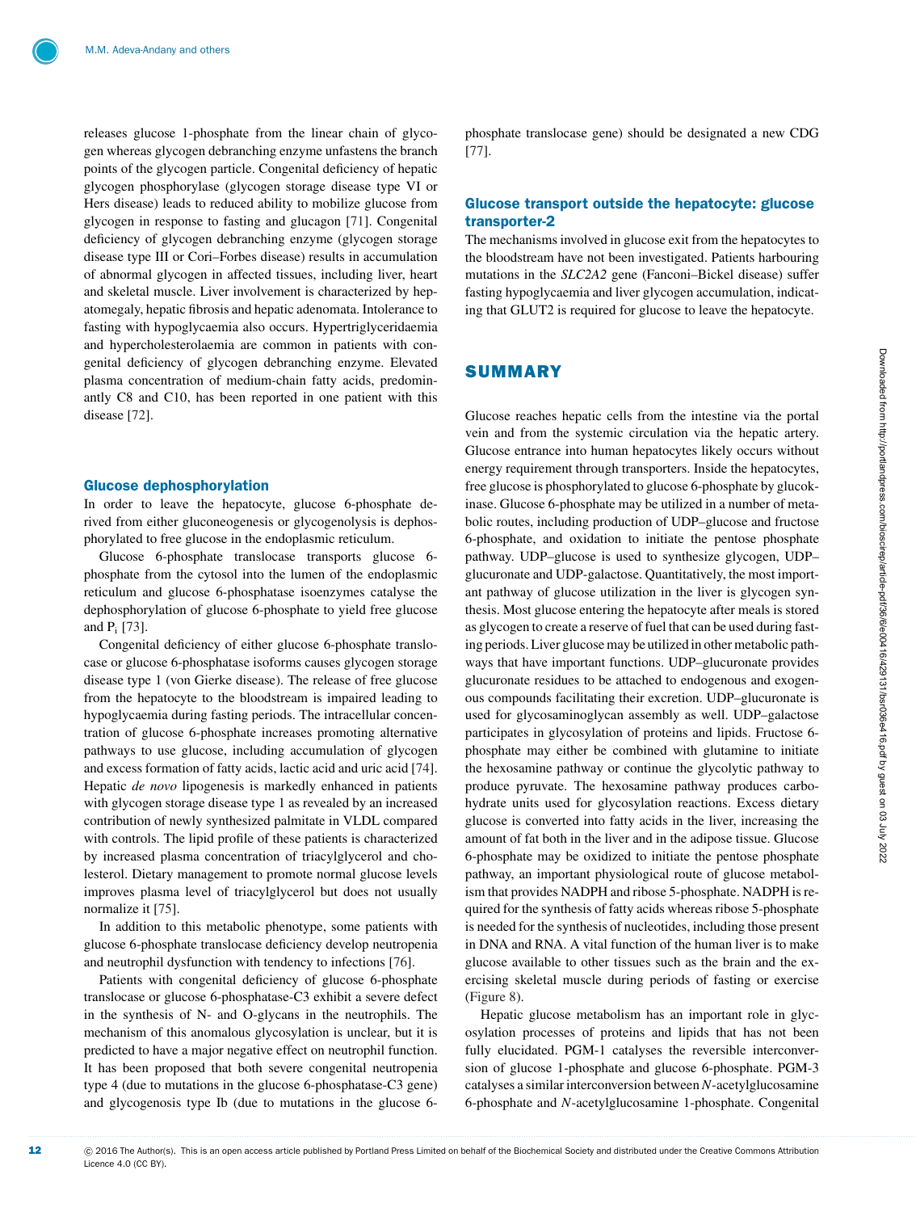releases glucose 1-phosphate from the linear chain of glycogen whereas glycogen debranching enzyme unfastens the branch points of the glycogen particle. Congenital deficiency of hepatic glycogen phosphorylase (glycogen storage disease type VI or Hers disease) leads to reduced ability to mobilize glucose from glycogen in response to fasting and glucagon [71]. Congenital deficiency of glycogen debranching enzyme (glycogen storage disease type III or Cori–Forbes disease) results in accumulation of abnormal glycogen in affected tissues, including liver, heart and skeletal muscle. Liver involvement is characterized by hepatomegaly, hepatic fibrosis and hepatic adenomata. Intolerance to fasting with hypoglycaemia also occurs. Hypertriglyceridaemia and hypercholesterolaemia are common in patients with congenital deficiency of glycogen debranching enzyme. Elevated plasma concentration of medium-chain fatty acids, predominantly C8 and C10, has been reported in one patient with this disease [72].

### Glucose dephosphorylation

In order to leave the hepatocyte, glucose 6-phosphate derived from either gluconeogenesis or glycogenolysis is dephosphorylated to free glucose in the endoplasmic reticulum.

Glucose 6-phosphate translocase transports glucose 6-phosphate from the cytosol into the lumen of the endoplasmic reticulum and glucose 6-phosphatase isoenzymes catalyse the dephosphorylation of glucose 6-phosphate to yield free glucose and $P_i$ [73].

Congenital deficiency of either glucose 6-phosphate translocase or glucose 6-phosphatase isoforms causes glycogen storage disease type 1 (von Gierke disease). The release of free glucose from the hepatocyte to the bloodstream is impaired leading to hypoglycaemia during fasting periods. The intracellular concentration of glucose 6-phosphate increases promoting alternative pathways to use glucose, including accumulation of glycogen and excess formation of fatty acids, lactic acid and uric acid [74]. Hepatic *de novo* lipogenesis is markedly enhanced in patients with glycogen storage disease type 1 as revealed by an increased contribution of newly synthesized palmitate in VLDL compared with controls. The lipid profile of these patients is characterized by increased plasma concentration of triacylglycerol and cholesterol. Dietary management to promote normal glucose levels improves plasma level of triacylglycerol but does not usually normalize it [75].

In addition to this metabolic phenotype, some patients with glucose 6-phosphate translocase deficiency develop neutropenia and neutrophil dysfunction with tendency to infections [76].

Patients with congenital deficiency of glucose 6-phosphate translocase or glucose 6-phosphatase-C3 exhibit a severe defect in the synthesis of N- and O-glycans in the neutrophils. The mechanism of this anomalous glycosylation is unclear, but it is predicted to have a major negative effect on neutrophil function. It has been proposed that both severe congenital neutropenia type 4 (due to mutations in the glucose 6-phosphatase-C3 gene) and glycogenosis type Ib (due to mutations in the glucose 6-phosphate translocase gene) should be designated a new CDG [77].

### Glucose transport outside the hepatocyte: glucose transporter-2

The mechanisms involved in glucose exit from the hepatocytes to the bloodstream have not been investigated. Patients harbouring mutations in the *SLC2A2* gene (Fanconi–Bickel disease) suffer fasting hypoglycaemia and liver glycogen accumulation, indicating that GLUT2 is required for glucose to leave the hepatocyte.

## SUMMARY

Glucose reaches hepatic cells from the intestine via the portal vein and from the systemic circulation via the hepatic artery. Glucose entrance into human hepatocytes likely occurs without energy requirement through transporters. Inside the hepatocytes, free glucose is phosphorylated to glucose 6-phosphate by glucokinase. Glucose 6-phosphate may be utilized in a number of metabolic routes, including production of UDP–glucose and fructose 6-phosphate, and oxidation to initiate the pentose phosphate pathway. UDP–glucose is used to synthesize glycogen, UDP–glucuronate and UDP-galactose. Quantitatively, the most important pathway of glucose utilization in the liver is glycogen synthesis. Most glucose entering the hepatocyte after meals is stored as glycogen to create a reserve of fuel that can be used during fasting periods. Liver glucose may be utilized in other metabolic pathways that have important functions. UDP–glucuronate provides glucuronate residues to be attached to endogenous and exogenous compounds facilitating their excretion. UDP–glucuronate is used for glycosaminoglycan assembly as well. UDP–galactose participates in glycosylation of proteins and lipids. Fructose 6-phosphate may either be combined with glutamine to initiate the hexosamine pathway or continue the glycolytic pathway to produce pyruvate. The hexosamine pathway produces carbohydrate units used for glycosylation reactions. Excess dietary glucose is converted into fatty acids in the liver, increasing the amount of fat both in the liver and in the adipose tissue. Glucose 6-phosphate may be oxidized to initiate the pentose phosphate pathway, an important physiological route of glucose metabolism that provides NADPH and ribose 5-phosphate. NADPH is required for the synthesis of fatty acids whereas ribose 5-phosphate is needed for the synthesis of nucleotides, including those present in DNA and RNA. A vital function of the human liver is to make glucose available to other tissues such as the brain and the exercising skeletal muscle during periods of fasting or exercise (Figure 8).

Hepatic glucose metabolism has an important role in glycosylation processes of proteins and lipids that has not been fully elucidated. PGM-1 catalyses the reversible interconversion of glucose 1-phosphate and glucose 6-phosphate. PGM-3 catalyses a similar interconversion between *N*-acetylglucosamine 6-phosphate and *N*-acetylglucosamine 1-phosphate. Congenital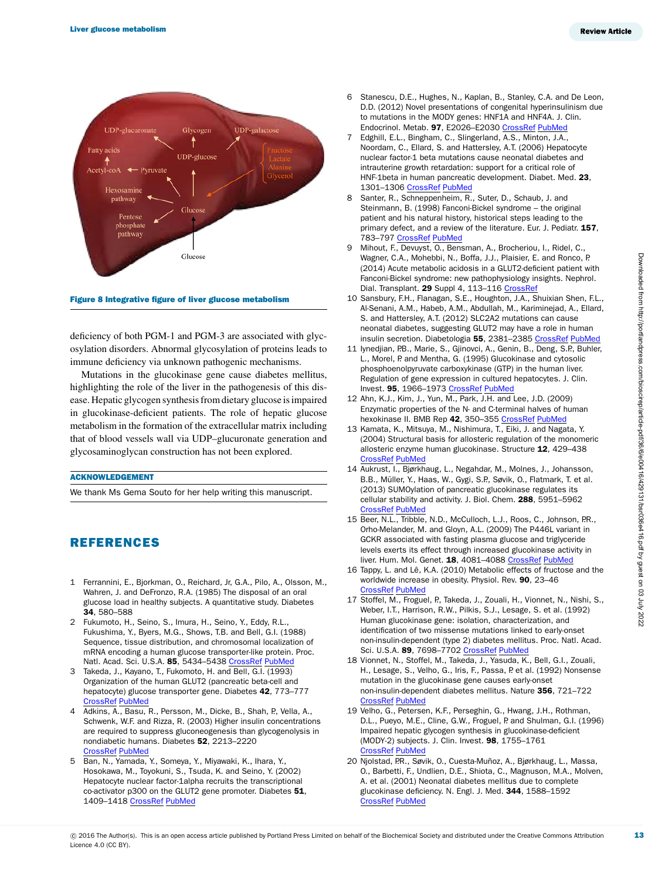Figure 8 Integrative figure of liver glucose metabolism

deficiency of both PGM-1 and PGM-3 are associated with glycosylation disorders. Abnormal glycosylation of proteins leads to immune deficiency via unknown pathogenic mechanisms.

Mutations in the glucokinase gene cause diabetes mellitus, highlighting the role of the liver in the pathogenesis of this disease. Hepatic glycogen synthesis from dietary glucose is impaired in glucokinase-deficient patients. The role of hepatic glucose metabolism in the formation of the extracellular matrix including that of blood vessels wall via UDP–glucuronate generation and glycosaminoglycan construction has not been explored.

## ACKNOWLEDGEMENT

We thank Ms Gema Souto for her help writing this manuscript.

## REFERENCES

1 Ferrannini, E., Bjorkman, O., Reichard, Jr, G.A., Pilo, A., Olsson, M., Wahren, J. and DeFronzo, R.A. (1985) The disposal of an oral glucose load in healthy subjects. A quantitative study. Diabetes **34**, 580–588

2 Fukumoto, H., Seino, S., Imura, H., Seino, Y., Eddy, R.L., Fukushima, Y., Byers, M.G., Shows, T.B. and Bell, G.I. (1988) Sequence, tissue distribution, and chromosomal localization of mRNA encoding a human glucose transporter-like protein. Proc. Natl. Acad. Sci. U.S.A. **85**, 5434–5438 CrossRef PubMed

3 Takeda, J., Kayano, T., Fukomoto, H. and Bell, G.I. (1993) Organization of the human GLUT2 (pancreatic beta-cell and hepatocyte) glucose transporter gene. Diabetes **42**, 773–777 CrossRef PubMed

4 Adkins, A., Basu, R., Persson, M., Dicke, B., Shah, P., Vella, A., Schwenk, W.F. and Rizza, R. (2003) Higher insulin concentrations are required to suppress gluconeogenesis than glycogenolysis in nondiabetic humans. Diabetes **52**, 2213–2220 CrossRef PubMed

5 Ban, N., Yamada, Y., Someya, Y., Miyawaki, K., Ihara, Y., Hosokawa, M., Toyokuni, S., Tsuda, K. and Seino, Y. (2002) Hepatocyte nuclear factor-1alpha recruits the transcriptional co-activator p300 on the GLUT2 gene promoter. Diabetes **51**, 1409–1418 CrossRef PubMed

6 Stanescu, D.E., Hughes, N., Kaplan, B., Stanley, C.A. and De Leon, D.D. (2012) Novel presentations of congenital hyperinsulinism due to mutations in the MODY genes: HNF1A and HNF4A. J. Clin. Endocrinol. Metab. **97**, E2026–E2030 CrossRef PubMed

7 Edghill, E.L., Bingham, C., Slingerland, A.S., Minton, J.A., Noordam, C., Ellard, S. and Hattersley, A.T. (2006) Hepatocyte nuclear factor-1 beta mutations cause neonatal diabetes and intrauterine growth retardation: support for a critical role of HNF-1beta in human pancreatic development. Diabet. Med. **23**, 1301–1306 CrossRef PubMed

8 Santer, R., Schneppenheim, R., Suter, D., Schaub, J. and Steinmann, B. (1998) Fanconi-Bickel syndrome – the original patient and his natural history, historical steps leading to the primary defect, and a review of the literature. Eur. J. Pediatr. **157**, 783–797 CrossRef PubMed

9 Mihout, F., Devuyst, O., Bensman, A., Brocheriou, I., Ridel, C., Wagner, C.A., Mohebbi, N., Boffa, J.J., Plaisier, E. and Ronco, P. (2014) Acute metabolic acidosis in a GLUT2-deficient patient with Fanconi-Bickel syndrome: new pathophysiology insights. Nephrol. Dial. Transplant. **29** Suppl 4, 113–116 CrossRef

10 Sansbury, F.H., Flanagan, S.E., Houghton, J.A., Shuixian Shen, F.L., Al-Senani, A.M., Habeb, A.M., Abdullah, M., Kariminejad, A., Ellard, S. and Hattersley, A.T. (2012) SLC2A2 mutations can cause neonatal diabetes, suggesting GLUT2 may have a role in human insulin secretion. Diabetologia **55**, 2381–2385 CrossRef PubMed

11 Iynedjian, P.B., Marie, S., Gjinovci, A., Genin, B., Deng, S.P., Buhler, L., Morel, P. and Mentha, G. (1995) Glucokinase and cytosolic phosphoenolpyruvate carboxykinase (GTP) in the human liver. Regulation of gene expression in cultured hepatocytes. J. Clin. Invest. **95**, 1966–1973 CrossRef PubMed

12 Ahn, K.J., Kim, J., Yun, M., Park, J.H. and Lee, J.D. (2009) Enzymatic properties of the N- and C-terminal halves of human hexokinase II. BMB Rep **42**, 350–355 CrossRef PubMed

13 Kamata, K., Mitsuya, M., Nishimura, T., Eiki, J. and Nagata, Y. (2004) Structural basis for allosteric regulation of the monomeric allosteric enzyme human glucokinase. Structure **12**, 429–438 CrossRef PubMed

14 Aukrust, I., Bjørkhaug, L., Negahdar, M., Molnes, J., Johansson, B.B., Müller, Y., Haas, W., Gygi, S.P., Søvik, O., Flatmark, T. et al. (2013) SUMOylation of pancreatic glucokinase regulates its cellular stability and activity. J. Biol. Chem. **288**, 5951–5962 CrossRef PubMed

15 Beer, N.L., Tribble, N.D., McCulloch, L.J., Roos, C., Johnson, P.R., Orho-Melander, M. and Gloyn, A.L. (2009) The P446L variant in GCKR associated with fasting plasma glucose and triglyceride levels exerts its effect through increased glucokinase activity in liver. Hum. Mol. Genet. **18**, 4081–4088 CrossRef PubMed

16 Tappy, L. and Lê, K.A. (2010) Metabolic effects of fructose and the worldwide increase in obesity. Physiol. Rev. **90**, 23–46 CrossRef PubMed

17 Stoffel, M., Froguel, P., Takeda, J., Zouali, H., Vionnet, N., Nishi, S., Weber, I.T., Harrison, R.W., Pilkis, S.J., Lesage, S. et al. (1992) Human glucokinase gene: isolation, characterization, and identification of two missense mutations linked to early-onset non-insulin-dependent (type 2) diabetes mellitus. Proc. Natl. Acad. Sci. U.S.A. **89**, 7698–7702 CrossRef PubMed

18 Vionnet, N., Stoffel, M., Takeda, J., Yasuda, K., Bell, G.I., Zouali, H., Lesage, S., Velho, G., Iris, F., Passa, P. et al. (1992) Nonsense mutation in the glucokinase gene causes early-onset non-insulin-dependent diabetes mellitus. Nature **356**, 721–722 CrossRef PubMed

19 Velho, G., Petersen, K.F., Perseghin, G., Hwang, J.H., Rothman, D.L., Pueyo, M.E., Cline, G.W., Froguel, P. and Shulman, G.I. (1996) Impaired hepatic glycogen synthesis in glucokinase-deficient (MODY-2) subjects. J. Clin. Invest. **98**, 1755–1761 CrossRef PubMed

20 Njolstad, P.R., Søvik, O., Cuesta-Muñoz, A., Bjørkhaug, L., Massa, O., Barbetti, F., Undlien, D.E., Shiota, C., Magnuson, M.A., Molven, A. et al. (2001) Neonatal diabetes mellitus due to complete glucokinase deficiency. N. Engl. J. Med. **344**, 1588–1592 CrossRef PubMed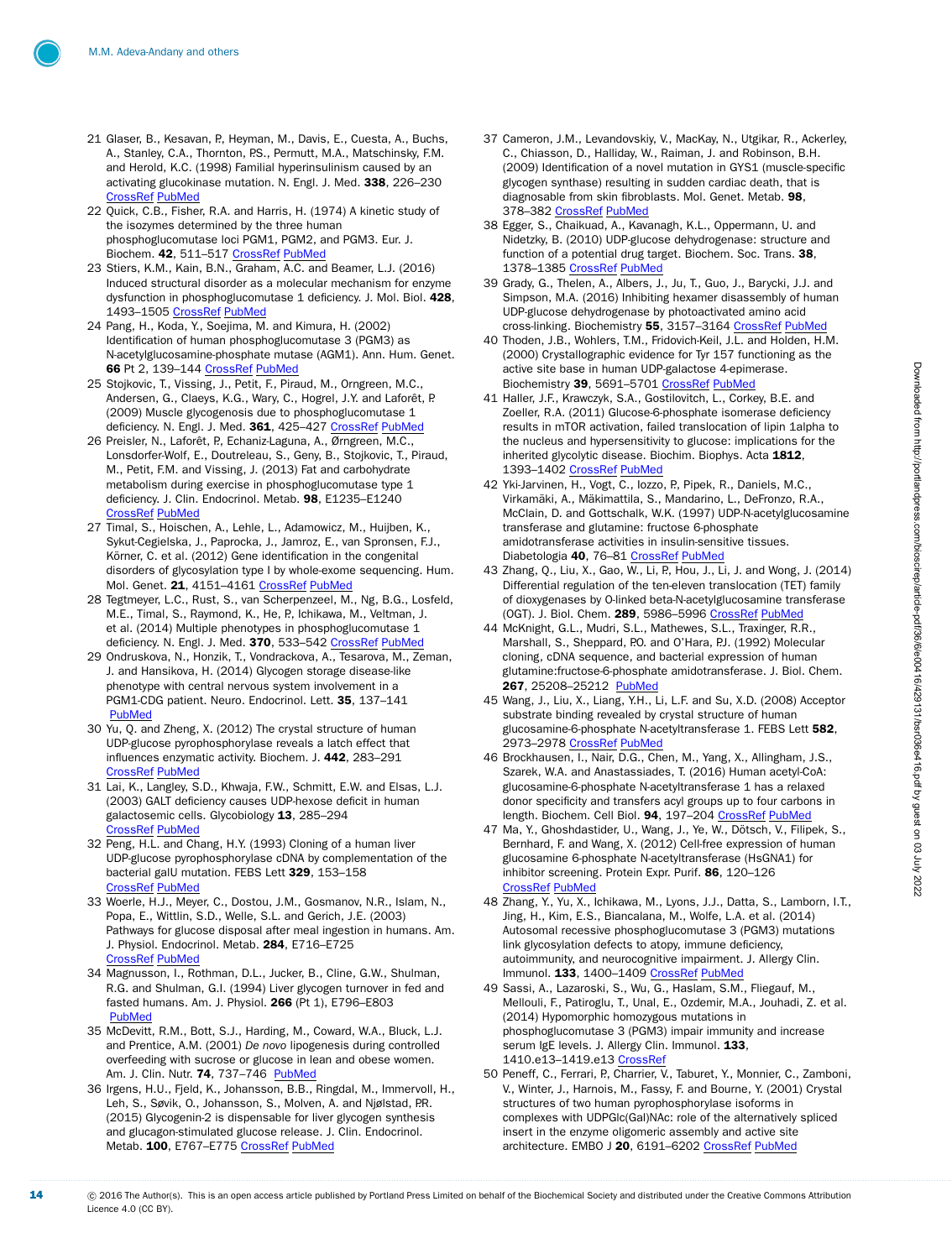21 Glaser, B., Kesavan, P., Heyman, M., Davis, E., Cuesta, A., Buchs, A., Stanley, C.A., Thornton, P.S., Permutt, M.A., Matschinsky, F.M. and Herold, K.C. (1998) Familial hyperinsulinism caused by an activating glucokinase mutation. N. Engl. J. Med. **338**, 226–230 CrossRef PubMed

22 Quick, C.B., Fisher, R.A. and Harris, H. (1974) A kinetic study of the isozymes determined by the three human phosphoglucomutase loci PGM1, PGM2, and PGM3. Eur. J. Biochem. **42**, 511–517 CrossRef PubMed

23 Stiers, K.M., Kain, B.N., Graham, A.C. and Beamer, L.J. (2016) Induced structural disorder as a molecular mechanism for enzyme dysfunction in phosphoglucomutase 1 deficiency. J. Mol. Biol. **428**, 1493–1505 CrossRef PubMed

24 Pang, H., Koda, Y., Soejima, M. and Kimura, H. (2002) Identification of human phosphoglucomutase 3 (PGM3) as N-acetylglucosamine-phosphate mutase (AGM1). Ann. Hum. Genet. **66** Pt 2, 139–144 CrossRef PubMed

25 Stojkovic, T., Vissing, J., Petit, F., Piraud, M., Orngreen, M.C., Andersen, G., Claeys, K.G., Wary, C., Hogrel, J.Y. and Laforêt, P. (2009) Muscle glycogenosis due to phosphoglucomutase 1 deficiency. N. Engl. J. Med. **361**, 425–427 CrossRef PubMed

26 Preisler, N., Laforêt, P., Echaniz-Laguna, A., Ørngreen, M.C., Lonsdorfer-Wolf, E., Doutreleau, S., Geny, B., Stojkovic, T., Piraud, M., Petit, F.M. and Vissing, J. (2013) Fat and carbohydrate metabolism during exercise in phosphoglucomutase type 1 deficiency. J. Clin. Endocrinol. Metab. **98**, E1235–E1240 CrossRef PubMed

27 Timal, S., Hoischen, A., Lehle, L., Adamowicz, M., Huijben, K., Sykut-Cegielska, J., Paprocka, J., Jamroz, E., van Spronsen, F.J., Körner, C. et al. (2012) Gene identification in the congenital disorders of glycosylation type I by whole-exome sequencing. Hum. Mol. Genet. **21**, 4151–4161 CrossRef PubMed

28 Tegtmeyer, L.C., Rust, S., van Scherpenzeel, M., Ng, B.G., Losfeld, M.E., Timal, S., Raymond, K., He, P., Ichikawa, M., Veltman, J. et al. (2014) Multiple phenotypes in phosphoglucomutase 1 deficiency. N. Engl. J. Med. **370**, 533–542 CrossRef PubMed

29 Ondruskova, N., Honzik, T., Vondrackova, A., Tesarova, M., Zeman, J. and Hansikova, H. (2014) Glycogen storage disease-like phenotype with central nervous system involvement in a PGM1-CDG patient. Neuro. Endocrinol. Lett. **35**, 137–141 PubMed

30 Yu, Q. and Zheng, X. (2012) The crystal structure of human UDP-glucose pyrophosphorylase reveals a latch effect that influences enzymatic activity. Biochem. J. **442**, 283–291 CrossRef PubMed

31 Lai, K., Langley, S.D., Khwaja, F.W., Schmitt, E.W. and Elsas, L.J. (2003) GALT deficiency causes UDP-hexose deficit in human galactosemic cells. Glycobiology **13**, 285–294 CrossRef PubMed

32 Peng, H.L. and Chang, H.Y. (1993) Cloning of a human liver UDP-glucose pyrophosphorylase cDNA by complementation of the bacterial galU mutation. FEBS Lett **329**, 153–158 CrossRef PubMed

33 Woerle, H.J., Meyer, C., Dostou, J.M., Gosmanov, N.R., Islam, N., Popa, E., Wittlin, S.D., Welle, S.L. and Gerich, J.E. (2003) Pathways for glucose disposal after meal ingestion in humans. Am. J. Physiol. Endocrinol. Metab. **284**, E716–E725 CrossRef PubMed

34 Magnusson, I., Rothman, D.L., Jucker, B., Cline, G.W., Shulman, R.G. and Shulman, G.I. (1994) Liver glycogen turnover in fed and fasted humans. Am. J. Physiol. **266** (Pt 1), E796–E803 PubMed

35 McDevitt, R.M., Bott, S.J., Harding, M., Coward, W.A., Bluck, L.J. and Prentice, A.M. (2001) *De novo* lipogenesis during controlled overfeeding with sucrose or glucose in lean and obese women. Am. J. Clin. Nutr. **74**, 737–746 PubMed

36 Irgens, H.U., Fjeld, K., Johansson, B.B., Ringdal, M., Immervoll, H., Leh, S., Søvik, O., Johansson, S., Molven, A. and Njølstad, P.R. (2015) Glycogenin-2 is dispensable for liver glycogen synthesis and glucagon-stimulated glucose release. J. Clin. Endocrinol. Metab. **100**, E767–E775 CrossRef PubMed

37 Cameron, J.M., Levandovskiy, V., MacKay, N., Utgikar, R., Ackerley, C., Chiasson, D., Halliday, W., Raiman, J. and Robinson, B.H. (2009) Identification of a novel mutation in GYS1 (muscle-specific glycogen synthase) resulting in sudden cardiac death, that is diagnosable from skin fibroblasts. Mol. Genet. Metab. **98**, 378–382 CrossRef PubMed

38 Egger, S., Chaikuad, A., Kavanagh, K.L., Oppermann, U. and Nidetzky, B. (2010) UDP-glucose dehydrogenase: structure and function of a potential drug target. Biochem. Soc. Trans. **38**, 1378–1385 CrossRef PubMed

39 Grady, G., Thelen, A., Albers, J., Ju, T., Guo, J., Barycki, J.J. and Simpson, M.A. (2016) Inhibiting hexamer disassembly of human UDP-glucose dehydrogenase by photoactivated amino acid cross-linking. Biochemistry **55**, 3157–3164 CrossRef PubMed

40 Thoden, J.B., Wohlers, T.M., Fridovich-Keil, J.L. and Holden, H.M. (2000) Crystallographic evidence for Tyr 157 functioning as the active site base in human UDP-galactose 4-epimerase. Biochemistry **39**, 5691–5701 CrossRef PubMed

41 Haller, J.F., Krawczyk, S.A., Gostilovitch, L., Corkey, B.E. and Zoeller, R.A. (2011) Glucose-6-phosphate isomerase deficiency results in mTOR activation, failed translocation of lipin 1alpha to the nucleus and hypersensitivity to glucose: implications for the inherited glycolytic disease. Biochim. Biophys. Acta **1812**, 1393–1402 CrossRef PubMed

42 Yki-Jarvinen, H., Vogt, C., Iozzo, P., Pipek, R., Daniels, M.C., Virkamäki, A., Mäkimattila, S., Mandarino, L., DeFronzo, R.A., McClain, D. and Gottschalk, W.K. (1997) UDP-N-acetylglucosamine transferase and glutamine: fructose 6-phosphate amidotransferase activities in insulin-sensitive tissues. Diabetologia **40**, 76–81 CrossRef PubMed

43 Zhang, Q., Liu, X., Gao, W., Li, P., Hou, J., Li, J. and Wong, J. (2014) Differential regulation of the ten-eleven translocation (TET) family of dioxygenases by O-linked beta-N-acetylglucosamine transferase (OGT). J. Biol. Chem. **289**, 5986–5996 CrossRef PubMed

44 McKnight, G.L., Mudri, S.L., Mathewes, S.L., Traxinger, R.R., Marshall, S., Sheppard, P.O. and O'Hara, P.J. (1992) Molecular cloning, cDNA sequence, and bacterial expression of human glutamine:fructose-6-phosphate amidotransferase. J. Biol. Chem. **267**, 25208–25212 PubMed

45 Wang, J., Liu, X., Liang, Y.H., Li, L.F. and Su, X.D. (2008) Acceptor substrate binding revealed by crystal structure of human glucosamine-6-phosphate N-acetyltransferase 1. FEBS Lett **582**, 2973–2978 CrossRef PubMed

46 Brockhausen, I., Nair, D.G., Chen, M., Yang, X., Allingham, J.S., Szarek, W.A. and Anastassiades, T. (2016) Human acetyl-CoA: glucosamine-6-phosphate N-acetyltransferase 1 has a relaxed donor specificity and transfers acyl groups up to four carbons in length. Biochem. Cell Biol. **94**, 197–204 CrossRef PubMed

47 Ma, Y., Ghoshdastider, U., Wang, J., Ye, W., Dötsch, V., Filipek, S., Bernhard, F. and Wang, X. (2012) Cell-free expression of human glucosamine 6-phosphate N-acetyltransferase (HsGNA1) for inhibitor screening. Protein Expr. Purif. **86**, 120–126 CrossRef PubMed

48 Zhang, Y., Yu, X., Ichikawa, M., Lyons, J.J., Datta, S., Lamborn, I.T., Jing, H., Kim, E.S., Biancalana, M., Wolfe, L.A. et al. (2014) Autosomal recessive phosphoglucomutase 3 (PGM3) mutations link glycosylation defects to atopy, immune deficiency, autoimmunity, and neurocognitive impairment. J. Allergy Clin. Immunol. **133**, 1400–1409 CrossRef PubMed

49 Sassi, A., Lazaroski, S., Wu, G., Haslam, S.M., Fliegauf, M., Mellouli, F., Patiroglu, T., Unal, E., Ozdemir, M.A., Jouhadi, Z. et al. (2014) Hypomorphic homozygous mutations in phosphoglucomutase 3 (PGM3) impair immunity and increase serum IgE levels. J. Allergy Clin. Immunol. **133**, 1410.e13–1419.e13 CrossRef

50 Peneff, C., Ferrari, P., Charrier, V., Taburet, Y., Monnier, C., Zamboni, V., Winter, J., Harnois, M., Fassy, F. and Bourne, Y. (2001) Crystal structures of two human pyrophosphorylase isoforms in complexes with UDPGlc(Gal)NAc: role of the alternatively spliced insert in the enzyme oligomeric assembly and active site architecture. EMBO J **20**, 6191–6202 CrossRef PubMed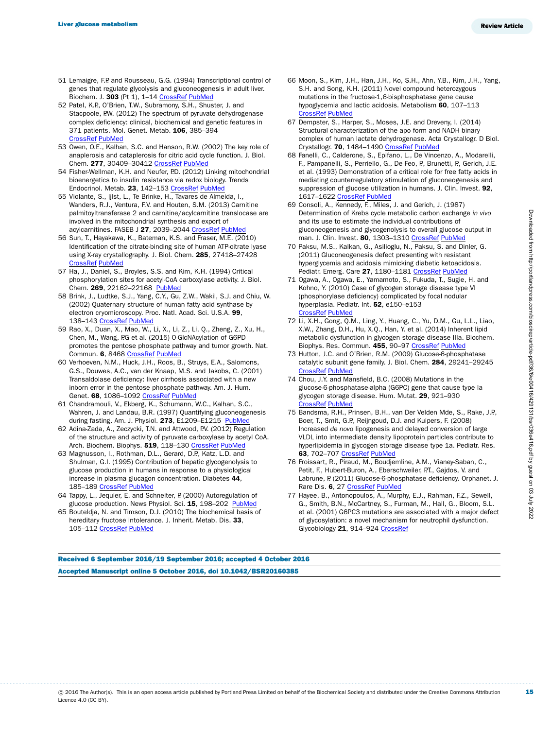51 Lemaigre, F.P. and Rousseau, G.G. (1994) Transcriptional control of genes that regulate glycolysis and gluconeogenesis in adult liver. Biochem. J. **303** (Pt 1), 1–14 CrossRef PubMed

52 Patel, K.P., O'Brien, T.W., Subramony, S.H., Shuster, J. and Stacpoole, P.W. (2012) The spectrum of pyruvate dehydrogenase complex deficiency: clinical, biochemical and genetic features in 371 patients. Mol. Genet. Metab. **106**, 385–394 CrossRef PubMed

53 Owen, O.E., Kalhan, S.C. and Hanson, R.W. (2002) The key role of anaplerosis and cataplerosis for citric acid cycle function. J. Biol. Chem. **277**, 30409–30412 CrossRef PubMed

54 Fisher-Wellman, K.H. and Neufer, P.D. (2012) Linking mitochondrial bioenergetics to insulin resistance via redox biology. Trends Endocrinol. Metab. **23**, 142–153 CrossRef PubMed

55 Violante, S., Ijlst, L., Te Brinke, H., Tavares de Almeida, I., Wanders, R.J., Ventura, F.V. and Houten, S.M. (2013) Carnitine palmitoyltransferase 2 and carnitine/acylcarnitine translocase are involved in the mitochondrial synthesis and export of acylcarnitines. FASEB J **27**, 2039–2044 CrossRef PubMed

56 Sun, T., Hayakawa, K., Bateman, K.S. and Fraser, M.E. (2010) Identification of the citrate-binding site of human ATP-citrate lyase using X-ray crystallography. J. Biol. Chem. **285**, 27418–27428 CrossRef PubMed

57 Ha, J., Daniel, S., Broyles, S.S. and Kim, K.H. (1994) Critical phosphorylation sites for acetyl-CoA carboxylase activity. J. Biol. Chem. **269**, 22162–22168 PubMed

58 Brink, J., Ludtke, S.J., Yang, C.Y., Gu, Z.W., Wakil, S.J. and Chiu, W. (2002) Quaternary structure of human fatty acid synthase by electron cryomicroscopy. Proc. Natl. Acad. Sci. U.S.A. **99**, 138–143 CrossRef PubMed

59 Rao, X., Duan, X., Mao, W., Li, X., Li, Z., Li, Q., Zheng, Z., Xu, H., Chen, M., Wang, P.G et al. (2015) O-GlcNAcylation of G6PD promotes the pentose phosphate pathway and tumor growth. Nat. Commun. **6**, 8468 CrossRef PubMed

60 Verhoeven, N.M., Huck, J.H., Roos, B., Struys, E.A., Salomons, G.S., Douwes, A.C., van der Knaap, M.S. and Jakobs, C. (2001) Transaldolase deficiency: liver cirrhosis associated with a new inborn error in the pentose phosphate pathway. Am. J. Hum. Genet. **68**, 1086–1092 CrossRef PubMed

61 Chandramouli, V., Ekberg, K., Schumann, W.C., Kalhan, S.C., Wahren, J. and Landau, B.R. (1997) Quantifying gluconeogenesis during fasting. Am. J. Physiol. **273**, E1209–E1215 PubMed

62 Adina-Zada, A., Zeczycki, T.N. and Attwood, P.V. (2012) Regulation of the structure and activity of pyruvate carboxylase by acetyl CoA. Arch. Biochem. Biophys. **519**, 118–130 CrossRef PubMed

63 Magnusson, I., Rothman, D.L., Gerard, D.P., Katz, L.D. and Shulman, G.I. (1995) Contribution of hepatic glycogenolysis to glucose production in humans in response to a physiological increase in plasma glucagon concentration. Diabetes **44**, 185–189 CrossRef PubMed

64 Tappy, L., Jequier, E. and Schneiter, P. (2000) Autoregulation of glucose production. News Physiol. Sci. **15**, 198–202 PubMed

65 Bouteldja, N. and Timson, D.J. (2010) The biochemical basis of hereditary fructose intolerance. J. Inherit. Metab. Dis. **33**, 105–112 CrossRef PubMed

66 Moon, S., Kim, J.H., Han, J.H., Ko, S.H., Ahn, Y.B., Kim, J.H., Yang, S.H. and Song, K.H. (2011) Novel compound heterozygous mutations in the fructose-1,6-bisphosphatase gene cause hypoglycemia and lactic acidosis. Metabolism **60**, 107–113 CrossRef PubMed

67 Dempster, S., Harper, S., Moses, J.E. and Dreveny, I. (2014) Structural characterization of the apo form and NADH binary complex of human lactate dehydrogenase. Acta Crystallogr. D Biol. Crystallogr. **70**, 1484–1490 CrossRef PubMed

68 Fanelli, C., Calderone, S., Epifano, L., De Vincenzo, A., Modarelli, F., Pampanelli, S., Perriello, G., De Feo, P., Brunetti, P., Gerich, J.E. et al. (1993) Demonstration of a critical role for free fatty acids in mediating counterregulatory stimulation of gluconeogenesis and suppression of glucose utilization in humans. J. Clin. Invest. **92**, 1617–1622 CrossRef PubMed

69 Consoli, A., Kennedy, F., Miles, J. and Gerich, J. (1987) Determination of Krebs cycle metabolic carbon exchange *in vivo* and its use to estimate the individual contributions of gluconeogenesis and glycogenolysis to overall glucose output in man. J. Clin. Invest. **80**, 1303–1310 CrossRef PubMed

70 Paksu, M.S., Kalkan, G., Asilioglu, N., Paksu, S. and Dinler, G. (2011) Gluconeogenesis defect presenting with resistant hyperglycemia and acidosis mimicking diabetic ketoacidosis. Pediatr. Emerg. Care **27**, 1180–1181 CrossRef PubMed

71 Ogawa, A., Ogawa, E., Yamamoto, S., Fukuda, T., Sugie, H. and Kohno, Y. (2010) Case of glycogen storage disease type VI (phosphorylase deficiency) complicated by focal nodular hyperplasia. Pediatr. Int. **52**, e150–e153 CrossRef PubMed

72 Li, X.H., Gong, Q.M., Ling, Y., Huang, C., Yu, D.M., Gu, L.L., Liao, X.W., Zhang, D.H., Hu, X.Q., Han, Y. et al. (2014) Inherent lipid metabolic dysfunction in glycogen storage disease IIIa. Biochem. Biophys. Res. Commun. **455**, 90–97 CrossRef PubMed

73 Hutton, J.C. and O'Brien, R.M. (2009) Glucose-6-phosphatase catalytic subunit gene family. J. Biol. Chem. **284**, 29241–29245 CrossRef PubMed

74 Chou, J.Y. and Mansfield, B.C. (2008) Mutations in the glucose-6-phosphatase-alpha (G6PC) gene that cause type Ia glycogen storage disease. Hum. Mutat. **29**, 921–930 CrossRef PubMed

75 Bandsma, R.H., Prinsen, B.H., van Der Velden Mde, S., Rake, J.P., Boer, T., Smit, G.P., Reijngoud, D.J. and Kuipers, F. (2008) Increased *de novo* lipogenesis and delayed conversion of large VLDL into intermediate density lipoprotein particles contribute to hyperlipidemia in glycogen storage disease type 1a. Pediatr. Res. **63**, 702–707 CrossRef PubMed

76 Froissart, R., Piraud, M., Boudjemline, A.M., Vianey-Saban, C., Petit, F., Hubert-Buron, A., Eberschweiler, P.T., Gajdos, V. and Labrune, P. (2011) Glucose-6-phosphatase deficiency. Orphanet. J. Rare Dis. **6**, 27 CrossRef PubMed

77 Hayee, B., Antonopoulos, A., Murphy, E.J., Rahman, F.Z., Sewell, G., Smith, B.N., McCartney, S., Furman, M., Hall, G., Bloom, S.L. et al. (2001) G6PC3 mutations are associated with a major defect of glycosylation: a novel mechanism for neutrophil dysfunction. Glycobiology **21**, 914–924 CrossRef

**Received 6 September 2016/19 September 2016; accepted 4 October 2016**

**Accepted Manuscript online 5 October 2016, doi 10.1042/BSR20160385**